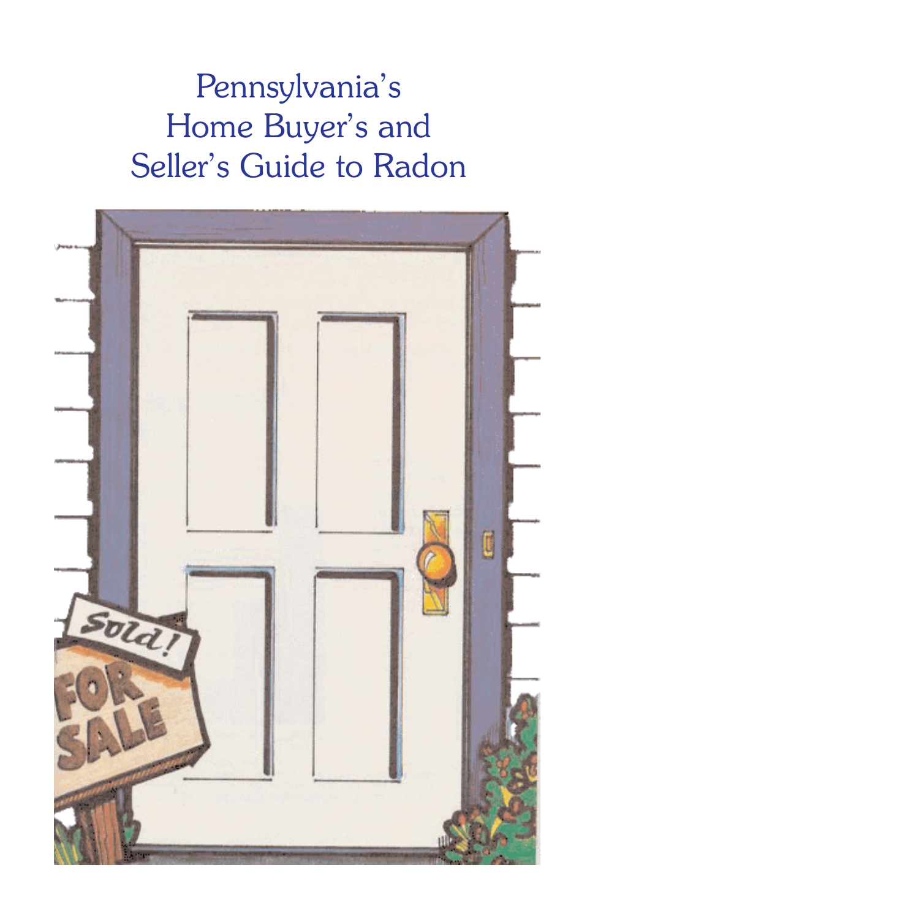# Pennsylvania's Home Buyer's and Seller's Guide to Radon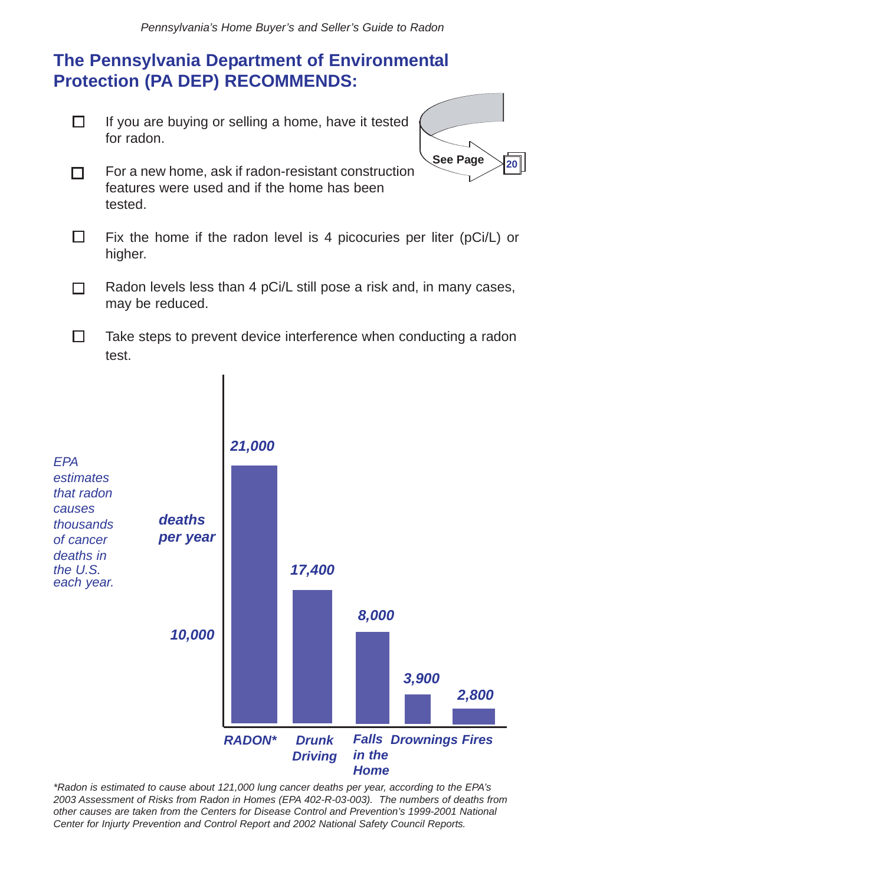## The Pennsylvania Department of Environmental Protection (PA DEP) RECOMMENDS:

- ☐ If you are buying or selling a home, have it tested for radon.
- ☐ For a new home, ask if radon-resistant construction features were used and if the home has been tested.

See Page 20

- ☐ Fix the home if the radon level is 4 picocuries per liter (pCi/L) or higher.
- ☐ Radon levels less than 4 pCi/L still pose a risk and, in many cases, may be reduced.
- ☐ Take steps to prevent device interference when conducting a radon test.

*EPA estimates that radon causes thousands of cancer deaths in the U.S. each year.*

***deaths per year***

| Cause | Deaths per year |
| --- | --- |
| RADON* | 21,000 |
| Drunk Driving | 17,400 |
| Falls in the Home | 8,000 |
| Drownings | 3,900 |
| Fires | 2,800 |

*\*Radon is estimated to cause about 121,000 lung cancer deaths per year, according to the EPA's 2003 Assessment of Risks from Radon in Homes (EPA 402-R-03-003). The numbers of deaths from other causes are taken from the Centers for Disease Control and Prevention's 1999-2001 National Center for Injurty Prevention and Control Report and 2002 National Safety Council Reports.*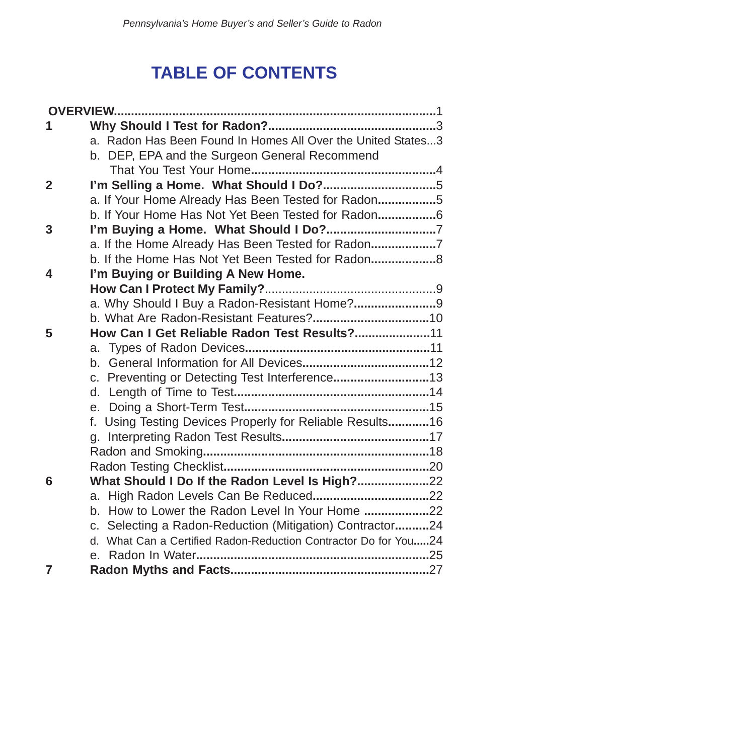# TABLE OF CONTENTS

**OVERVIEW**.............................................................................................1

**1 Why Should I Test for Radon?**................................................3
- a. Radon Has Been Found In Homes All Over the United States...3
- b. DEP, EPA and the Surgeon General Recommend That You Test Your Home.....................................................4

**2 I'm Selling a Home. What Should I Do?**................................5
- a. If Your Home Already Has Been Tested for Radon.................5
- b. If Your Home Has Not Yet Been Tested for Radon.................6

**3 I'm Buying a Home. What Should I Do?**...............................7
- a. If the Home Already Has Been Tested for Radon...................7
- b. If the Home Has Not Yet Been Tested for Radon...................8

**4 I'm Buying or Building A New Home. How Can I Protect My Family?**.................................................9
- a. Why Should I Buy a Radon-Resistant Home?........................9
- b. What Are Radon-Resistant Features?..................................10

**5 How Can I Get Reliable Radon Test Results?**......................11
- a. Types of Radon Devices.....................................................11
- b. General Information for All Devices....................................12
- c. Preventing or Detecting Test Interference............................13
- d. Length of Time to Test........................................................14
- e. Doing a Short-Term Test.....................................................15
- f. Using Testing Devices Properly for Reliable Results............16
- g. Interpreting Radon Test Results..........................................17
- Radon and Smoking.................................................................18
- Radon Testing Checklist...........................................................20

**6 What Should I Do If the Radon Level Is High?**.....................22
- a. High Radon Levels Can Be Reduced..................................22
- b. How to Lower the Radon Level In Your Home ...................22
- c. Selecting a Radon-Reduction (Mitigation) Contractor..........24
- d. What Can a Certified Radon-Reduction Contractor Do for You.....24
- e. Radon In Water...................................................................25

**7 Radon Myths and Facts**.........................................................27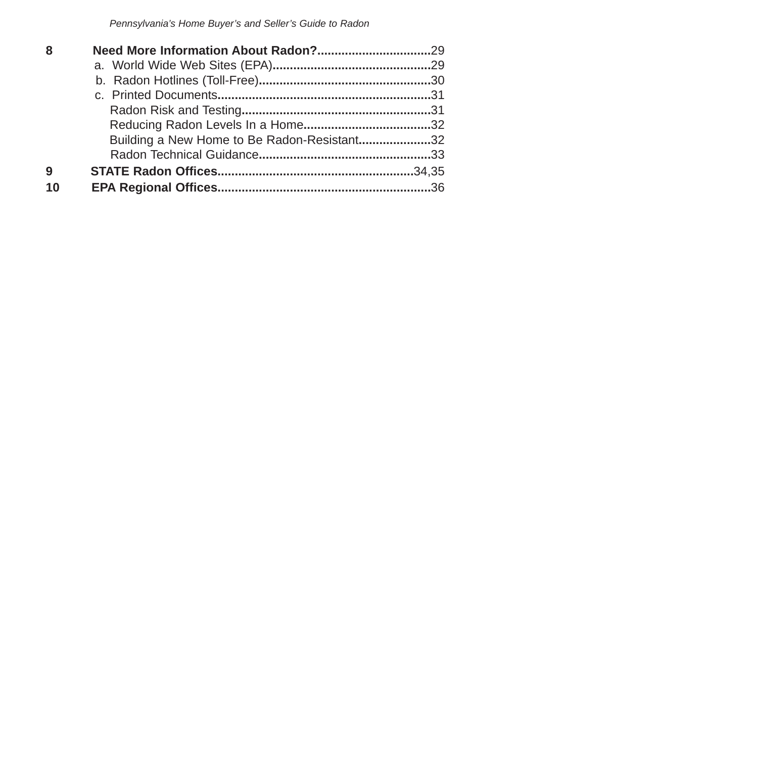**8 Need More Information About Radon?**.................................29
- a. World Wide Web Sites (EPA).............................................29
- b. Radon Hotlines (Toll-Free).................................................30
- c. Printed Documents.............................................................31
  - Radon Risk and Testing......................................................31
  - Reducing Radon Levels In a Home....................................32
  - Building a New Home to Be Radon-Resistant....................32
  - Radon Technical Guidance.................................................33

**9 STATE Radon Offices**........................................................34,35

**10 EPA Regional Offices**.............................................................36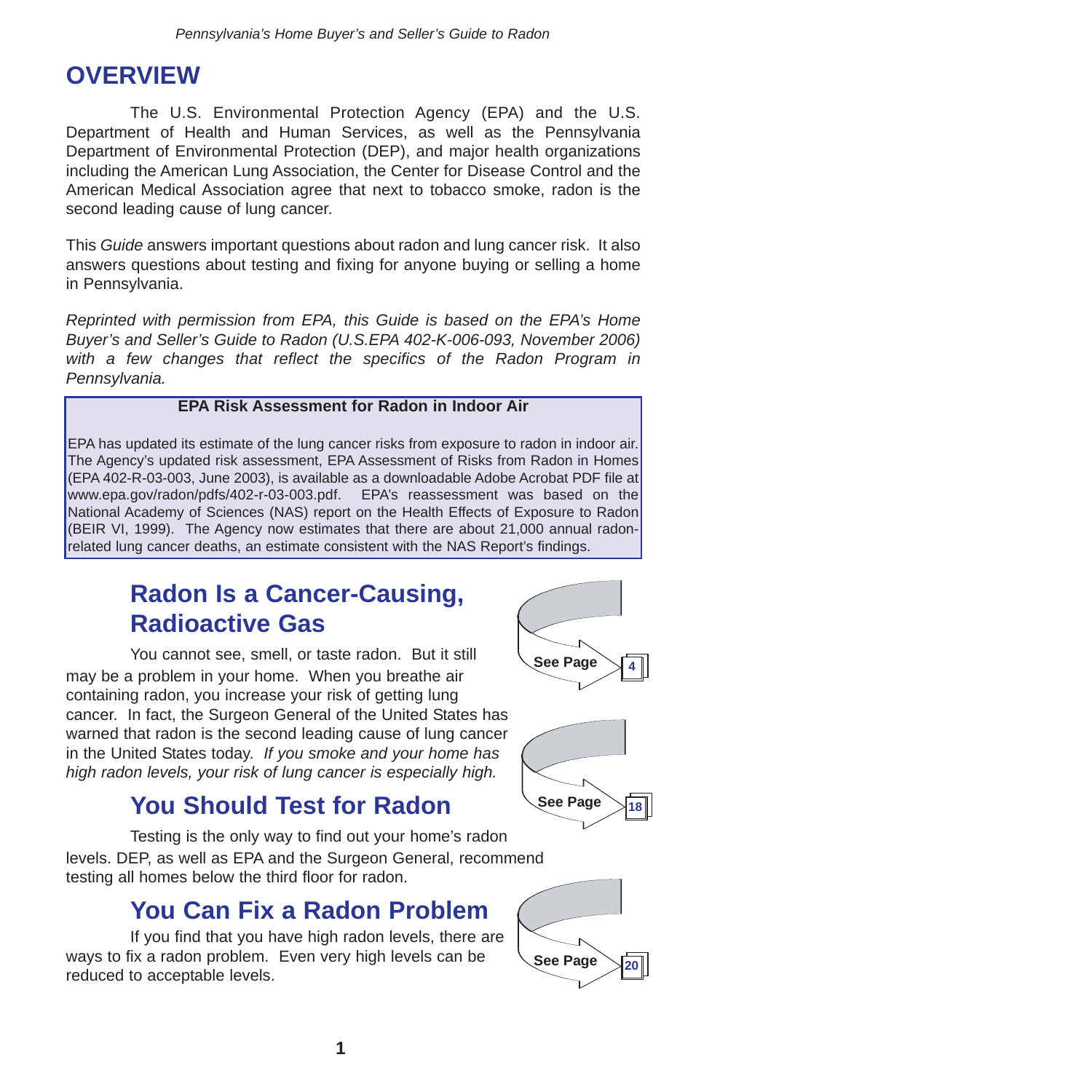# OVERVIEW

The U.S. Environmental Protection Agency (EPA) and the U.S. Department of Health and Human Services, as well as the Pennsylvania Department of Environmental Protection (DEP), and major health organizations including the American Lung Association, the Center for Disease Control and the American Medical Association agree that next to tobacco smoke, radon is the second leading cause of lung cancer.

This *Guide* answers important questions about radon and lung cancer risk. It also answers questions about testing and fixing for anyone buying or selling a home in Pennsylvania.

*Reprinted with permission from EPA, this Guide is based on the EPA's Home Buyer's and Seller's Guide to Radon (U.S.EPA 402-K-006-093, November 2006) with a few changes that reflect the specifics of the Radon Program in Pennsylvania.*

**EPA Risk Assessment for Radon in Indoor Air**

EPA has updated its estimate of the lung cancer risks from exposure to radon in indoor air. The Agency's updated risk assessment, EPA Assessment of Risks from Radon in Homes (EPA 402-R-03-003, June 2003), is available as a downloadable Adobe Acrobat PDF file at www.epa.gov/radon/pdfs/402-r-03-003.pdf. EPA's reassessment was based on the National Academy of Sciences (NAS) report on the Health Effects of Exposure to Radon (BEIR VI, 1999). The Agency now estimates that there are about 21,000 annual radon-related lung cancer deaths, an estimate consistent with the NAS Report's findings.

## Radon Is a Cancer-Causing, Radioactive Gas

See Page 4

You cannot see, smell, or taste radon. But it still may be a problem in your home. When you breathe air containing radon, you increase your risk of getting lung cancer. In fact, the Surgeon General of the United States has warned that radon is the second leading cause of lung cancer in the United States today. *If you smoke and your home has high radon levels, your risk of lung cancer is especially high.*

## You Should Test for Radon

See Page 18

Testing is the only way to find out your home's radon levels. DEP, as well as EPA and the Surgeon General, recommend testing all homes below the third floor for radon.

## You Can Fix a Radon Problem

See Page 20

If you find that you have high radon levels, there are ways to fix a radon problem. Even very high levels can be reduced to acceptable levels.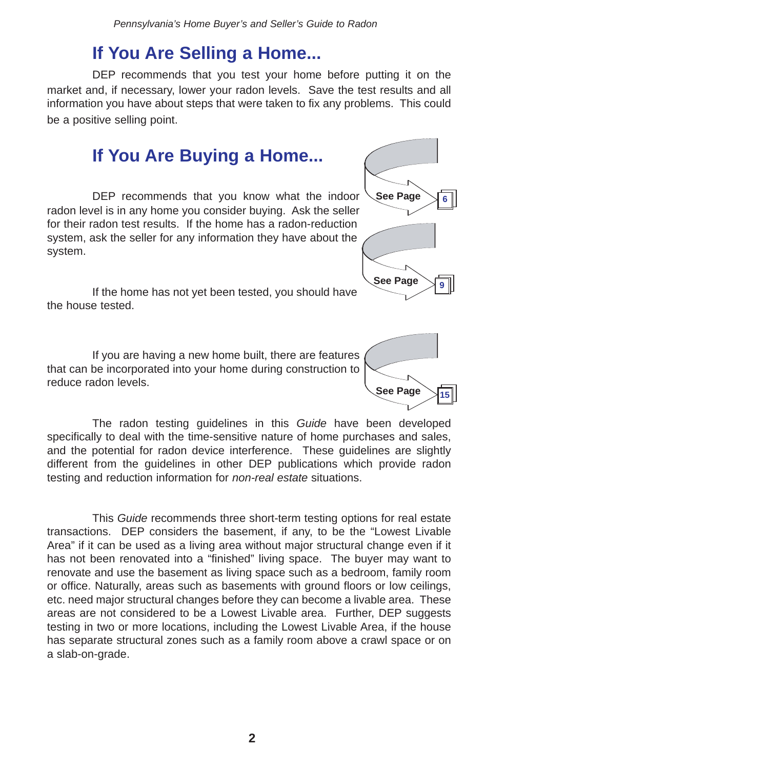## If You Are Selling a Home...

DEP recommends that you test your home before putting it on the market and, if necessary, lower your radon levels. Save the test results and all information you have about steps that were taken to fix any problems. This could be a positive selling point.

## If You Are Buying a Home...

DEP recommends that you know what the indoor radon level is in any home you consider buying. Ask the seller for their radon test results. If the home has a radon-reduction system, ask the seller for any information they have about the system.

**See Page 6**

**See Page 9**

If the home has not yet been tested, you should have the house tested.

If you are having a new home built, there are features that can be incorporated into your home during construction to reduce radon levels.

**See Page 15**

The radon testing guidelines in this *Guide* have been developed specifically to deal with the time-sensitive nature of home purchases and sales, and the potential for radon device interference. These guidelines are slightly different from the guidelines in other DEP publications which provide radon testing and reduction information for *non-real estate* situations.

This *Guide* recommends three short-term testing options for real estate transactions. DEP considers the basement, if any, to be the "Lowest Livable Area" if it can be used as a living area without major structural change even if it has not been renovated into a "finished" living space. The buyer may want to renovate and use the basement as living space such as a bedroom, family room or office. Naturally, areas such as basements with ground floors or low ceilings, etc. need major structural changes before they can become a livable area. These areas are not considered to be a Lowest Livable area. Further, DEP suggests testing in two or more locations, including the Lowest Livable Area, if the house has separate structural zones such as a family room above a crawl space or on a slab-on-grade.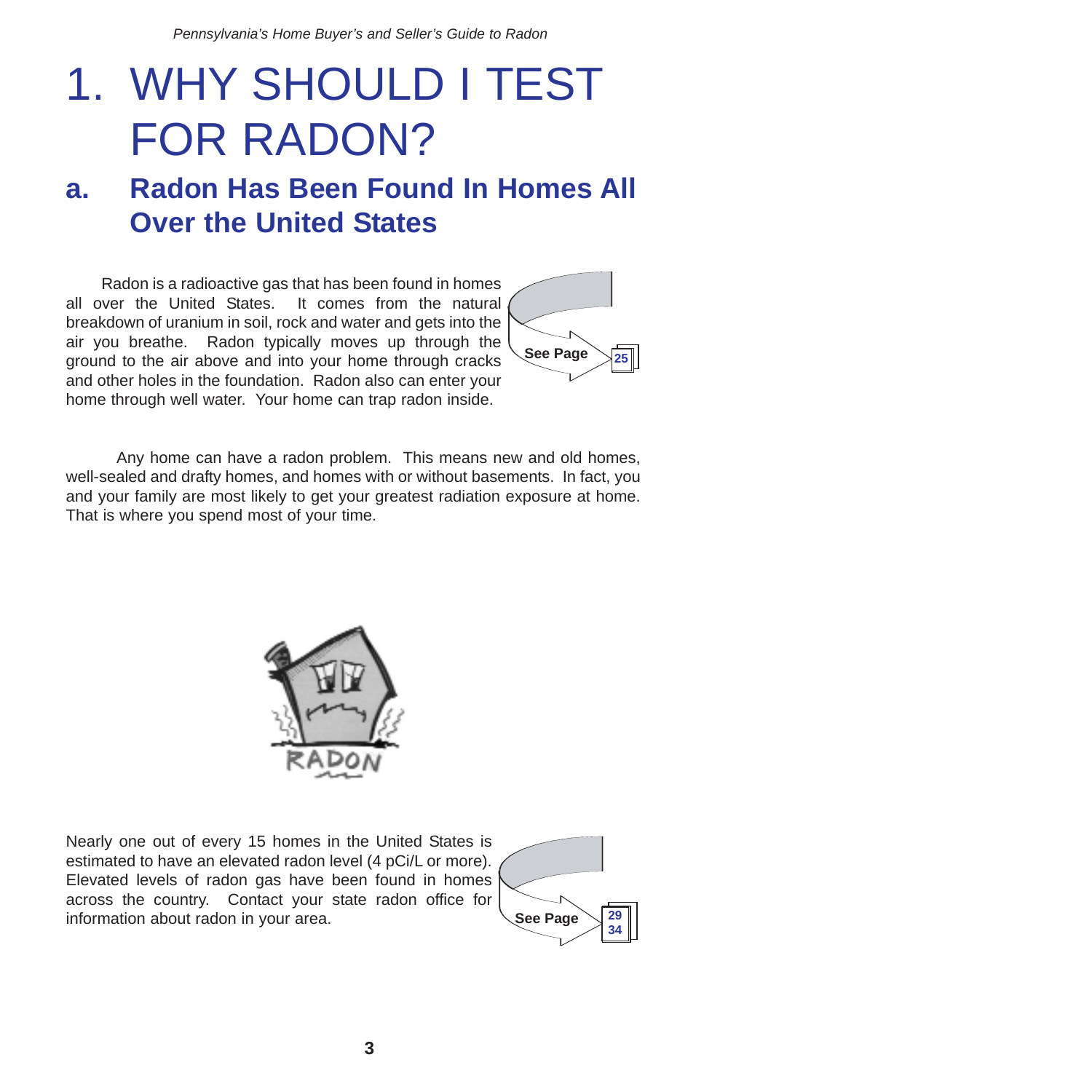# 1. WHY SHOULD I TEST FOR RADON?

## a. Radon Has Been Found In Homes All Over the United States

Radon is a radioactive gas that has been found in homes all over the United States. It comes from the natural breakdown of uranium in soil, rock and water and gets into the air you breathe. Radon typically moves up through the ground to the air above and into your home through cracks and other holes in the foundation. Radon also can enter your home through well water. Your home can trap radon inside.

See Page 25

Any home can have a radon problem. This means new and old homes, well-sealed and drafty homes, and homes with or without basements. In fact, you and your family are most likely to get your greatest radiation exposure at home. That is where you spend most of your time.

Nearly one out of every 15 homes in the United States is estimated to have an elevated radon level (4 pCi/L or more). Elevated levels of radon gas have been found in homes across the country. Contact your state radon office for information about radon in your area.

See Page 29, 34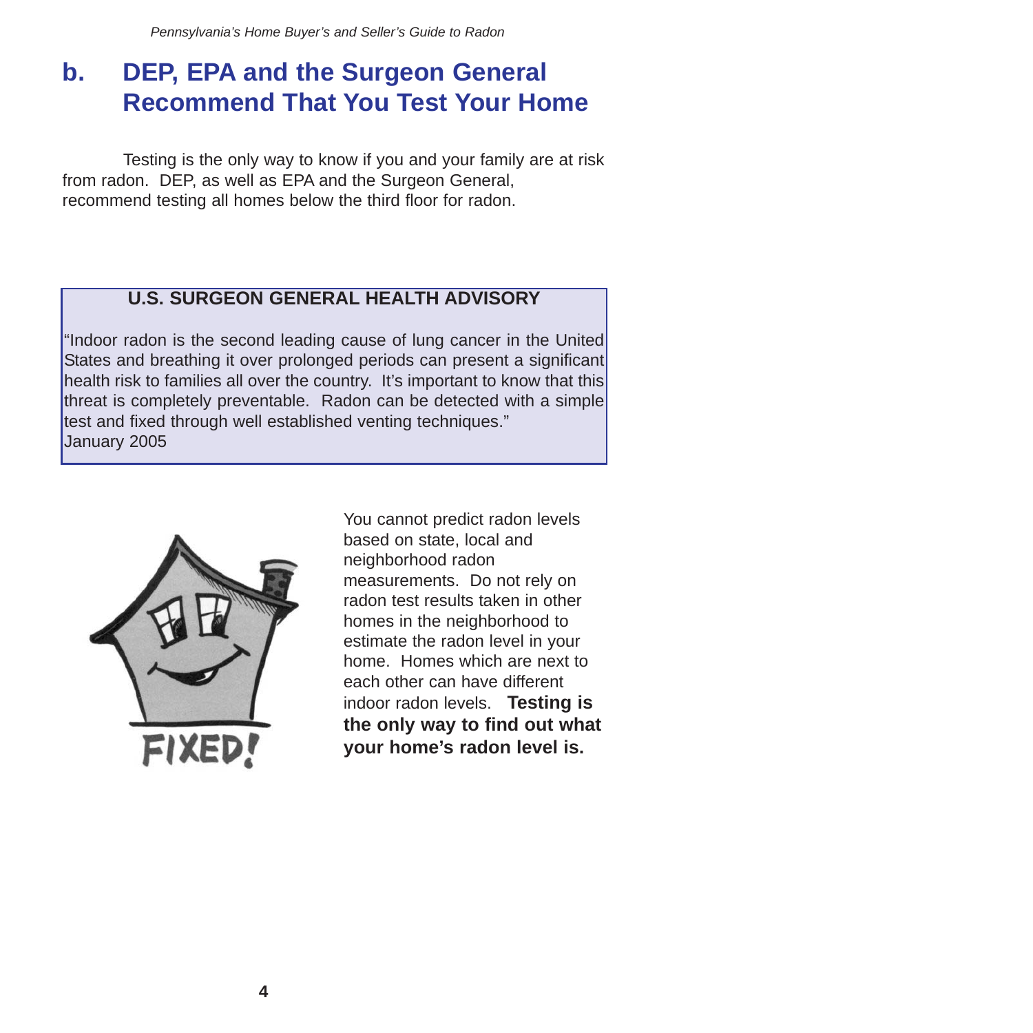## b. DEP, EPA and the Surgeon General Recommend That You Test Your Home

Testing is the only way to know if you and your family are at risk from radon. DEP, as well as EPA and the Surgeon General, recommend testing all homes below the third floor for radon.

**U.S. SURGEON GENERAL HEALTH ADVISORY**

"Indoor radon is the second leading cause of lung cancer in the United States and breathing it over prolonged periods can present a significant health risk to families all over the country. It's important to know that this threat is completely preventable. Radon can be detected with a simple test and fixed through well established venting techniques."
January 2005

You cannot predict radon levels based on state, local and neighborhood radon measurements. Do not rely on radon test results taken in other homes in the neighborhood to estimate the radon level in your home. Homes which are next to each other can have different indoor radon levels. **Testing is the only way to find out what your home's radon level is.**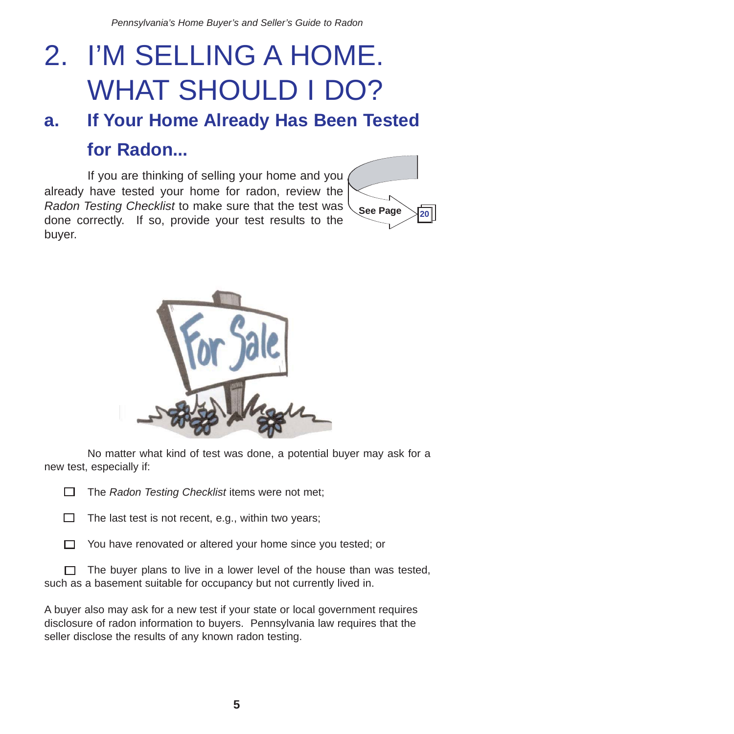# 2. I'M SELLING A HOME. WHAT SHOULD I DO?

## a. If Your Home Already Has Been Tested for Radon...

If you are thinking of selling your home and you already have tested your home for radon, review the *Radon Testing Checklist* to make sure that the test was done correctly. If so, provide your test results to the buyer.

See Page 20

No matter what kind of test was done, a potential buyer may ask for a new test, especially if:

- ☐ The *Radon Testing Checklist* items were not met;
- ☐ The last test is not recent, e.g., within two years;
- ☐ You have renovated or altered your home since you tested; or
- ☐ The buyer plans to live in a lower level of the house than was tested, such as a basement suitable for occupancy but not currently lived in.

A buyer also may ask for a new test if your state or local government requires disclosure of radon information to buyers. Pennsylvania law requires that the seller disclose the results of any known radon testing.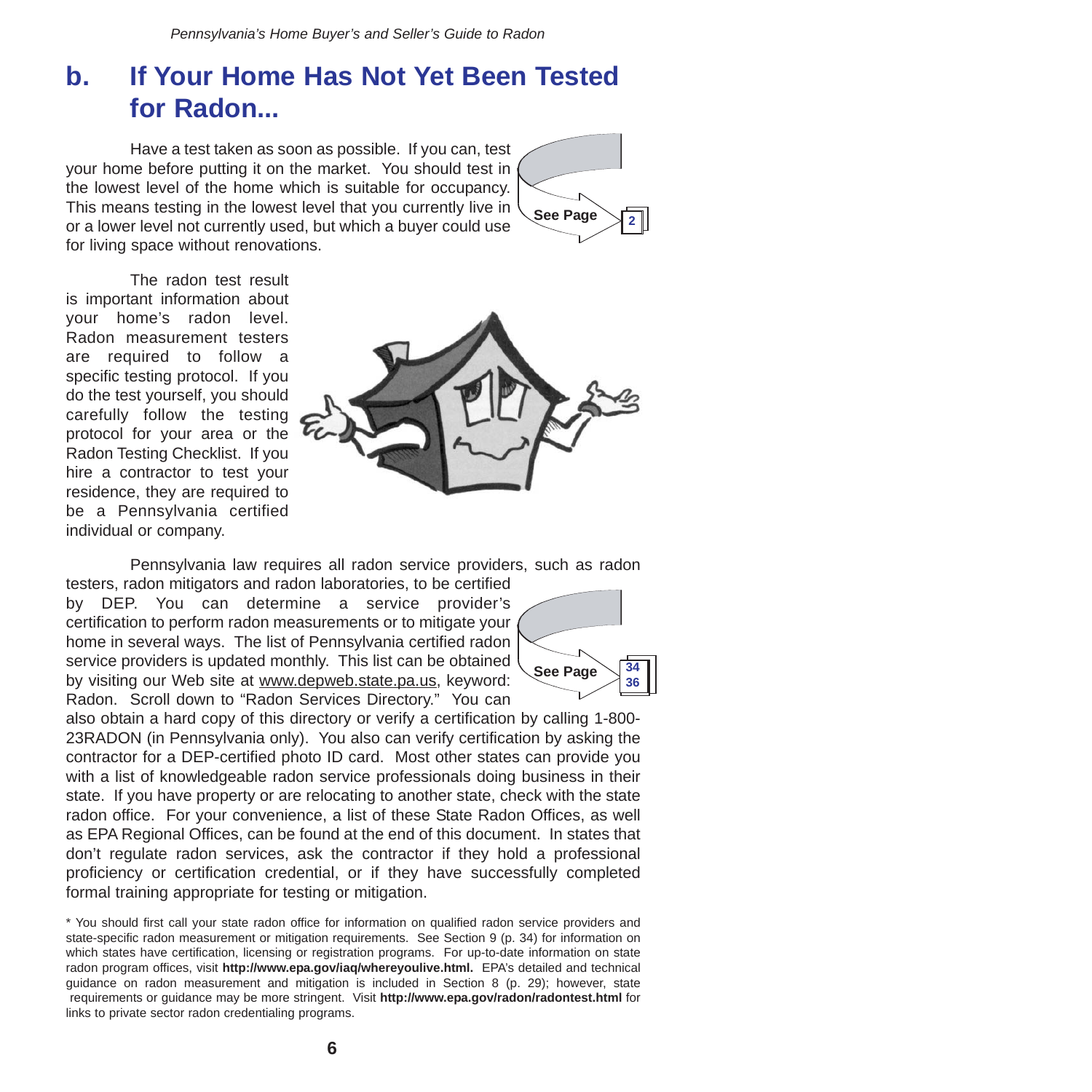## b. If Your Home Has Not Yet Been Tested for Radon...

Have a test taken as soon as possible. If you can, test your home before putting it on the market. You should test in the lowest level of the home which is suitable for occupancy. This means testing in the lowest level that you currently live in or a lower level not currently used, but which a buyer could use for living space without renovations.

See Page 2

The radon test result is important information about your home's radon level. Radon measurement testers are required to follow a specific testing protocol. If you do the test yourself, you should carefully follow the testing protocol for your area or the Radon Testing Checklist. If you hire a contractor to test your residence, they are required to be a Pennsylvania certified individual or company.

Pennsylvania law requires all radon service providers, such as radon testers, radon mitigators and radon laboratories, to be certified by DEP. You can determine a service provider's certification to perform radon measurements or to mitigate your home in several ways. The list of Pennsylvania certified radon service providers is updated monthly. This list can be obtained by visiting our Web site at www.depweb.state.pa.us, keyword: Radon. Scroll down to "Radon Services Directory." You can also obtain a hard copy of this directory or verify a certification by calling 1-800-23RADON (in Pennsylvania only). You also can verify certification by asking the contractor for a DEP-certified photo ID card. Most other states can provide you with a list of knowledgeable radon service professionals doing business in their state. If you have property or are relocating to another state, check with the state radon office. For your convenience, a list of these State Radon Offices, as well as EPA Regional Offices, can be found at the end of this document. In states that don't regulate radon services, ask the contractor if they hold a professional proficiency or certification credential, or if they have successfully completed formal training appropriate for testing or mitigation.

See Page 34 36

* You should first call your state radon office for information on qualified radon service providers and state-specific radon measurement or mitigation requirements. See Section 9 (p. 34) for information on which states have certification, licensing or registration programs. For up-to-date information on state radon program offices, visit **http://www.epa.gov/iaq/whereyoulive.html.** EPA's detailed and technical guidance on radon measurement and mitigation is included in Section 8 (p. 29); however, state requirements or guidance may be more stringent. Visit **http://www.epa.gov/radon/radontest.html** for links to private sector radon credentialing programs.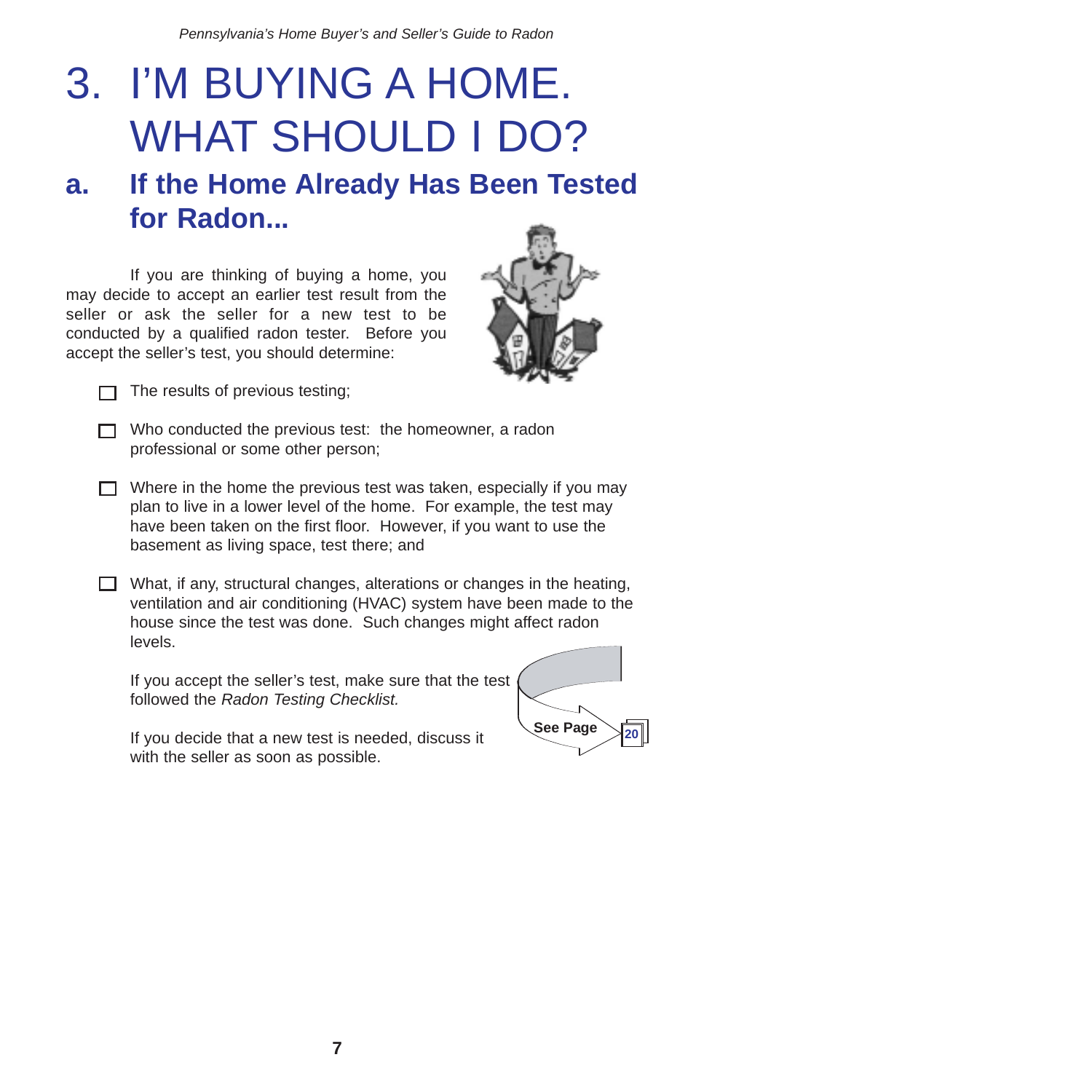# 3. I'M BUYING A HOME. WHAT SHOULD I DO?

## a. If the Home Already Has Been Tested for Radon...

If you are thinking of buying a home, you may decide to accept an earlier test result from the seller or ask the seller for a new test to be conducted by a qualified radon tester. Before you accept the seller's test, you should determine:

- ☐ The results of previous testing;
- ☐ Who conducted the previous test: the homeowner, a radon professional or some other person;
- ☐ Where in the home the previous test was taken, especially if you may plan to live in a lower level of the home. For example, the test may have been taken on the first floor. However, if you want to use the basement as living space, test there; and
- ☐ What, if any, structural changes, alterations or changes in the heating, ventilation and air conditioning (HVAC) system have been made to the house since the test was done. Such changes might affect radon levels.

If you accept the seller's test, make sure that the test followed the *Radon Testing Checklist.*

See Page 20

If you decide that a new test is needed, discuss it with the seller as soon as possible.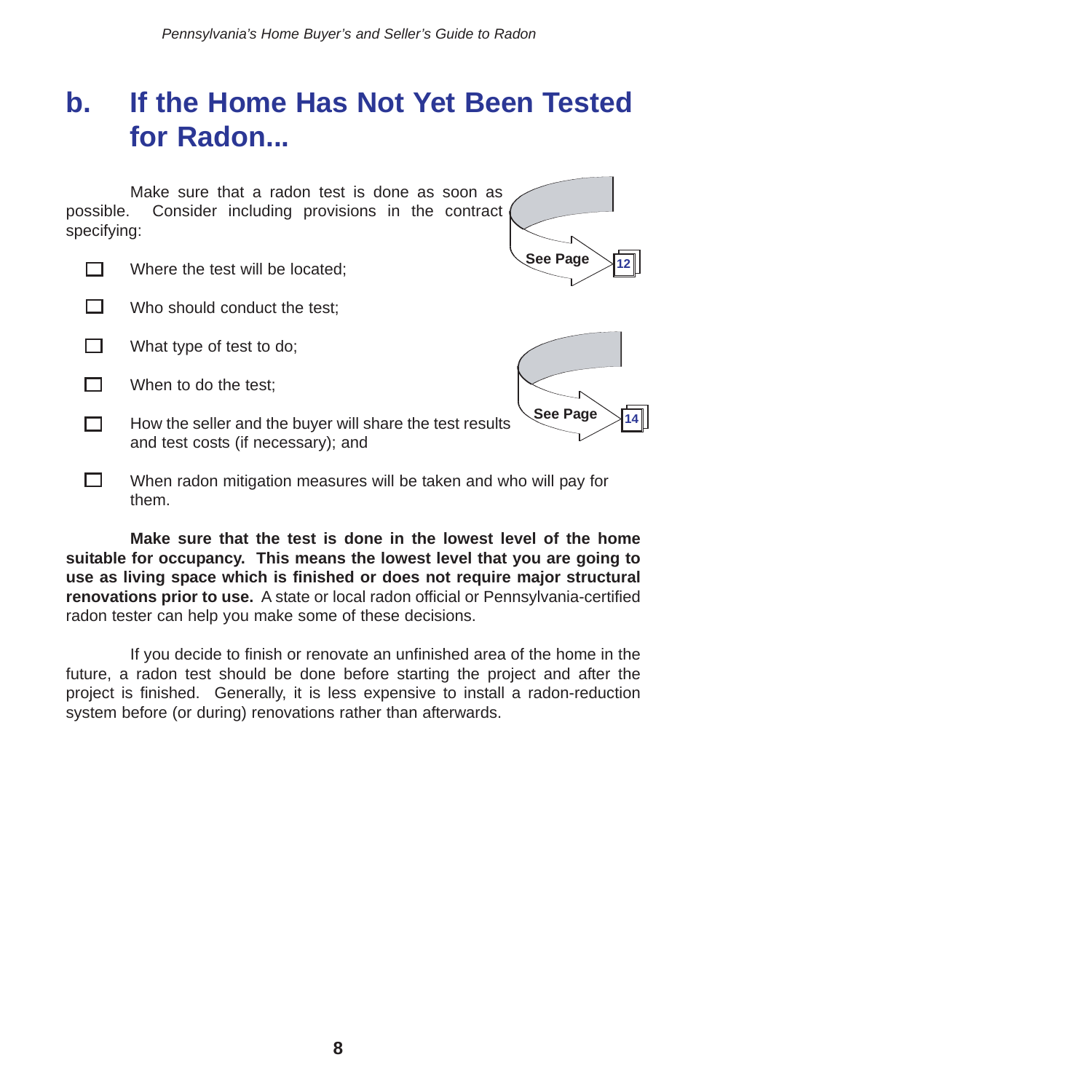## b. If the Home Has Not Yet Been Tested for Radon...

Make sure that a radon test is done as soon as possible. Consider including provisions in the contract specifying:

See Page 12

- ☐ Where the test will be located;
- ☐ Who should conduct the test;
- ☐ What type of test to do;
- ☐ When to do the test;
- ☐ How the seller and the buyer will share the test results and test costs (if necessary); and
- ☐ When radon mitigation measures will be taken and who will pay for them.

See Page 14

**Make sure that the test is done in the lowest level of the home suitable for occupancy. This means the lowest level that you are going to use as living space which is finished or does not require major structural renovations prior to use.** A state or local radon official or Pennsylvania-certified radon tester can help you make some of these decisions.

If you decide to finish or renovate an unfinished area of the home in the future, a radon test should be done before starting the project and after the project is finished. Generally, it is less expensive to install a radon-reduction system before (or during) renovations rather than afterwards.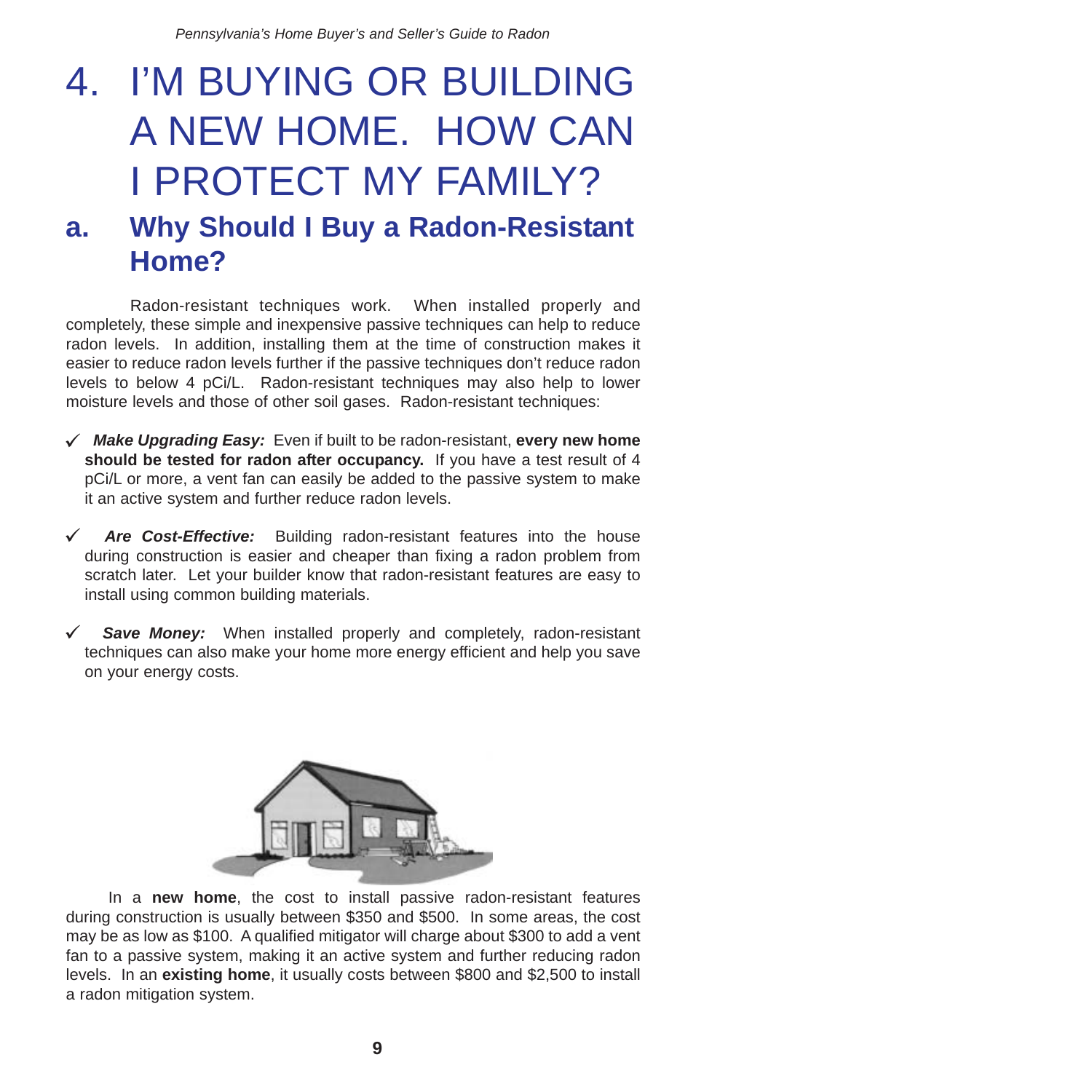# 4. I'M BUYING OR BUILDING A NEW HOME. HOW CAN I PROTECT MY FAMILY?

## a. Why Should I Buy a Radon-Resistant Home?

Radon-resistant techniques work. When installed properly and completely, these simple and inexpensive passive techniques can help to reduce radon levels. In addition, installing them at the time of construction makes it easier to reduce radon levels further if the passive techniques don't reduce radon levels to below 4 pCi/L. Radon-resistant techniques may also help to lower moisture levels and those of other soil gases. Radon-resistant techniques:

- ✓ ***Make Upgrading Easy:*** Even if built to be radon-resistant, **every new home should be tested for radon after occupancy.** If you have a test result of 4 pCi/L or more, a vent fan can easily be added to the passive system to make it an active system and further reduce radon levels.

- ✓ ***Are Cost-Effective:*** Building radon-resistant features into the house during construction is easier and cheaper than fixing a radon problem from scratch later. Let your builder know that radon-resistant features are easy to install using common building materials.

- ✓ ***Save Money:*** When installed properly and completely, radon-resistant techniques can also make your home more energy efficient and help you save on your energy costs.

In a **new home**, the cost to install passive radon-resistant features during construction is usually between $350 and $500. In some areas, the cost may be as low as $100. A qualified mitigator will charge about $300 to add a vent fan to a passive system, making it an active system and further reducing radon levels. In an **existing home**, it usually costs between $800 and $2,500 to install a radon mitigation system.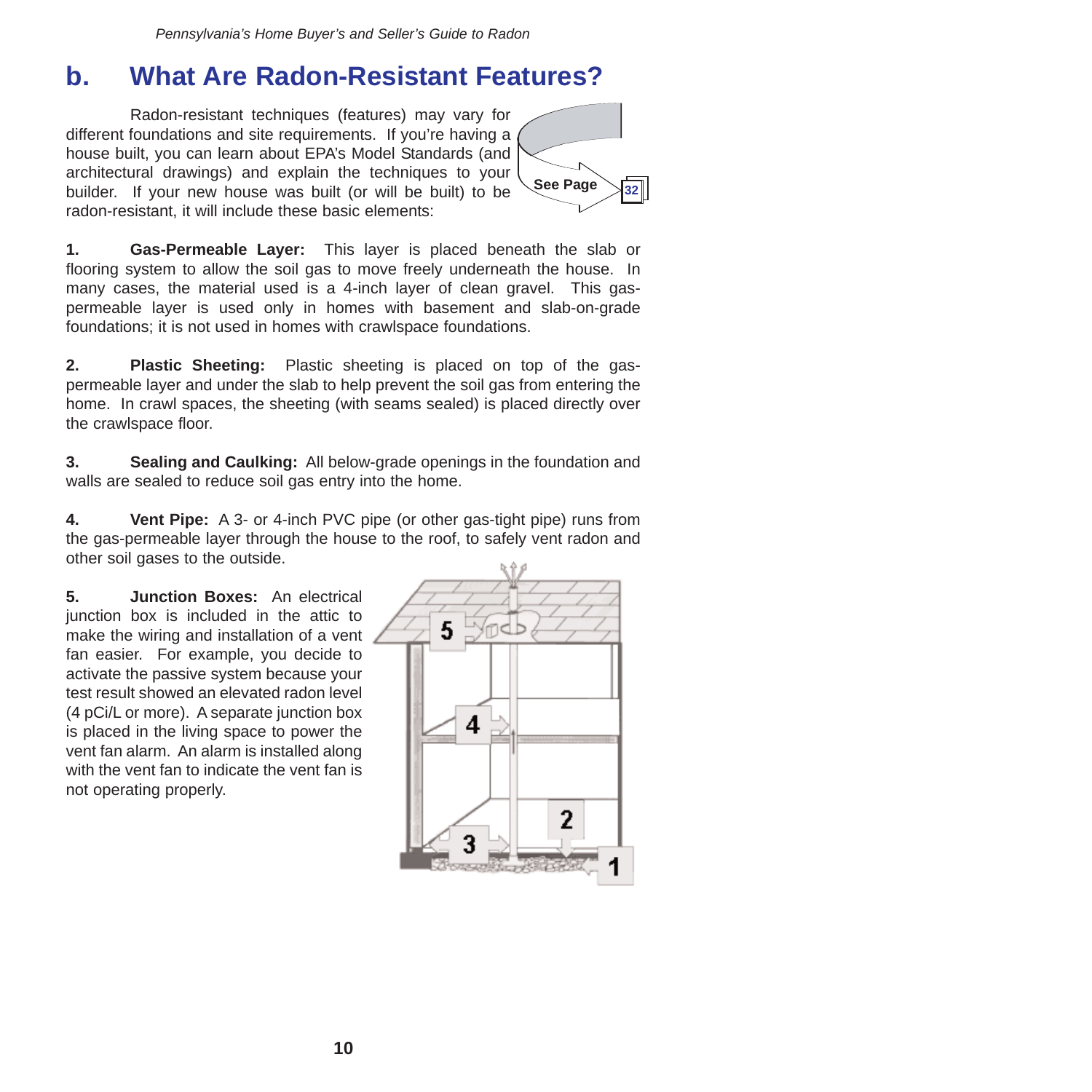## b. What Are Radon-Resistant Features?

Radon-resistant techniques (features) may vary for different foundations and site requirements. If you're having a house built, you can learn about EPA's Model Standards (and architectural drawings) and explain the techniques to your builder. If your new house was built (or will be built) to be radon-resistant, it will include these basic elements:

See Page 32

**1. Gas-Permeable Layer:** This layer is placed beneath the slab or flooring system to allow the soil gas to move freely underneath the house. In many cases, the material used is a 4-inch layer of clean gravel. This gas-permeable layer is used only in homes with basement and slab-on-grade foundations; it is not used in homes with crawlspace foundations.

**2. Plastic Sheeting:** Plastic sheeting is placed on top of the gas-permeable layer and under the slab to help prevent the soil gas from entering the home. In crawl spaces, the sheeting (with seams sealed) is placed directly over the crawlspace floor.

**3. Sealing and Caulking:** All below-grade openings in the foundation and walls are sealed to reduce soil gas entry into the home.

**4. Vent Pipe:** A 3- or 4-inch PVC pipe (or other gas-tight pipe) runs from the gas-permeable layer through the house to the roof, to safely vent radon and other soil gases to the outside.

**5. Junction Boxes:** An electrical junction box is included in the attic to make the wiring and installation of a vent fan easier. For example, you decide to activate the passive system because your test result showed an elevated radon level (4 pCi/L or more). A separate junction box is placed in the living space to power the vent fan alarm. An alarm is installed along with the vent fan to indicate the vent fan is not operating properly.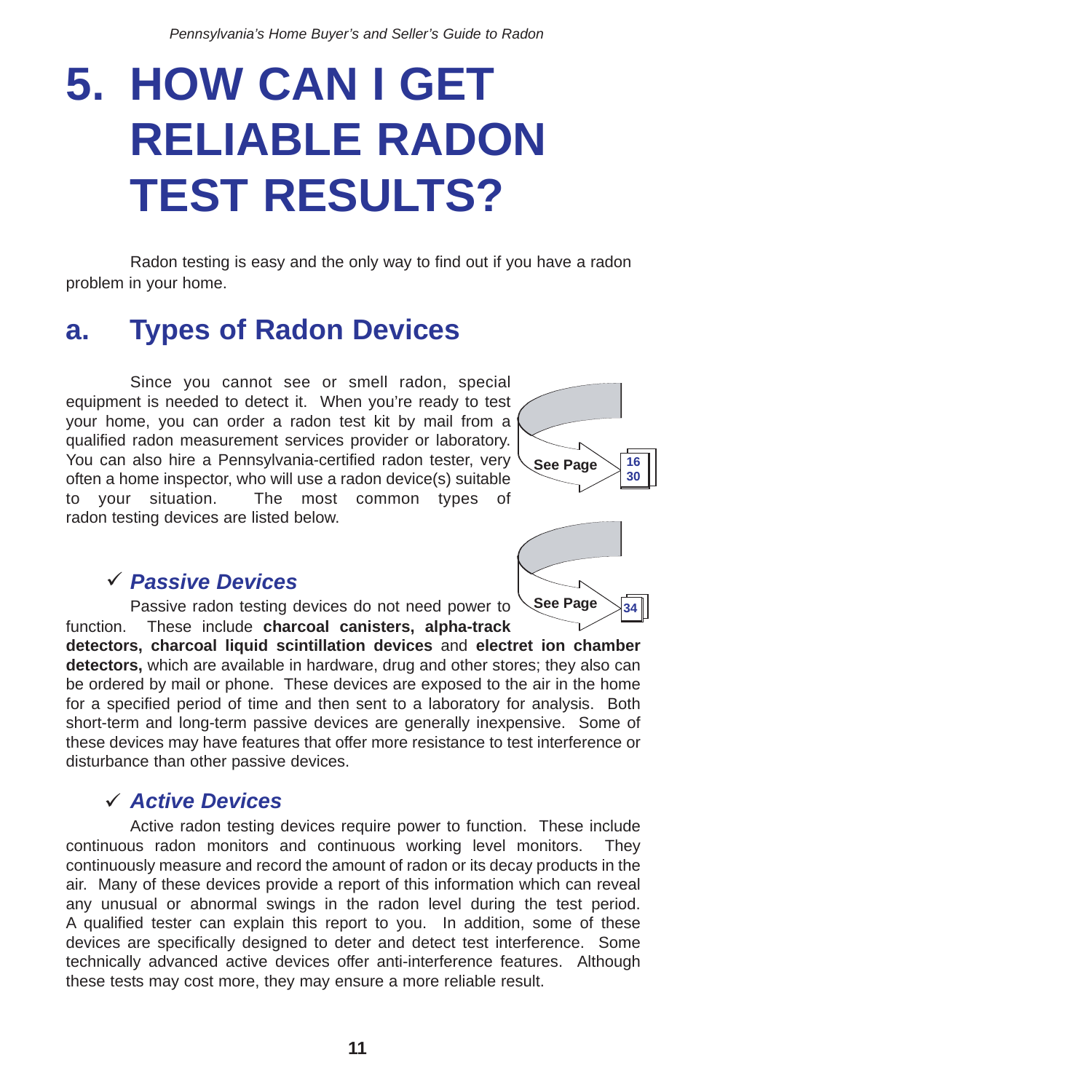# 5. HOW CAN I GET RELIABLE RADON TEST RESULTS?

Radon testing is easy and the only way to find out if you have a radon problem in your home.

## a. Types of Radon Devices

Since you cannot see or smell radon, special equipment is needed to detect it. When you're ready to test your home, you can order a radon test kit by mail from a qualified radon measurement services provider or laboratory. You can also hire a Pennsylvania-certified radon tester, very often a home inspector, who will use a radon device(s) suitable to your situation. The most common types of radon testing devices are listed below.

See Page 16, 30

### ✓ *Passive Devices*

See Page 34

Passive radon testing devices do not need power to function. These include **charcoal canisters, alpha-track detectors, charcoal liquid scintillation devices** and **electret ion chamber detectors,** which are available in hardware, drug and other stores; they also can be ordered by mail or phone. These devices are exposed to the air in the home for a specified period of time and then sent to a laboratory for analysis. Both short-term and long-term passive devices are generally inexpensive. Some of these devices may have features that offer more resistance to test interference or disturbance than other passive devices.

### ✓ *Active Devices*

Active radon testing devices require power to function. These include continuous radon monitors and continuous working level monitors. They continuously measure and record the amount of radon or its decay products in the air. Many of these devices provide a report of this information which can reveal any unusual or abnormal swings in the radon level during the test period. A qualified tester can explain this report to you. In addition, some of these devices are specifically designed to deter and detect test interference. Some technically advanced active devices offer anti-interference features. Although these tests may cost more, they may ensure a more reliable result.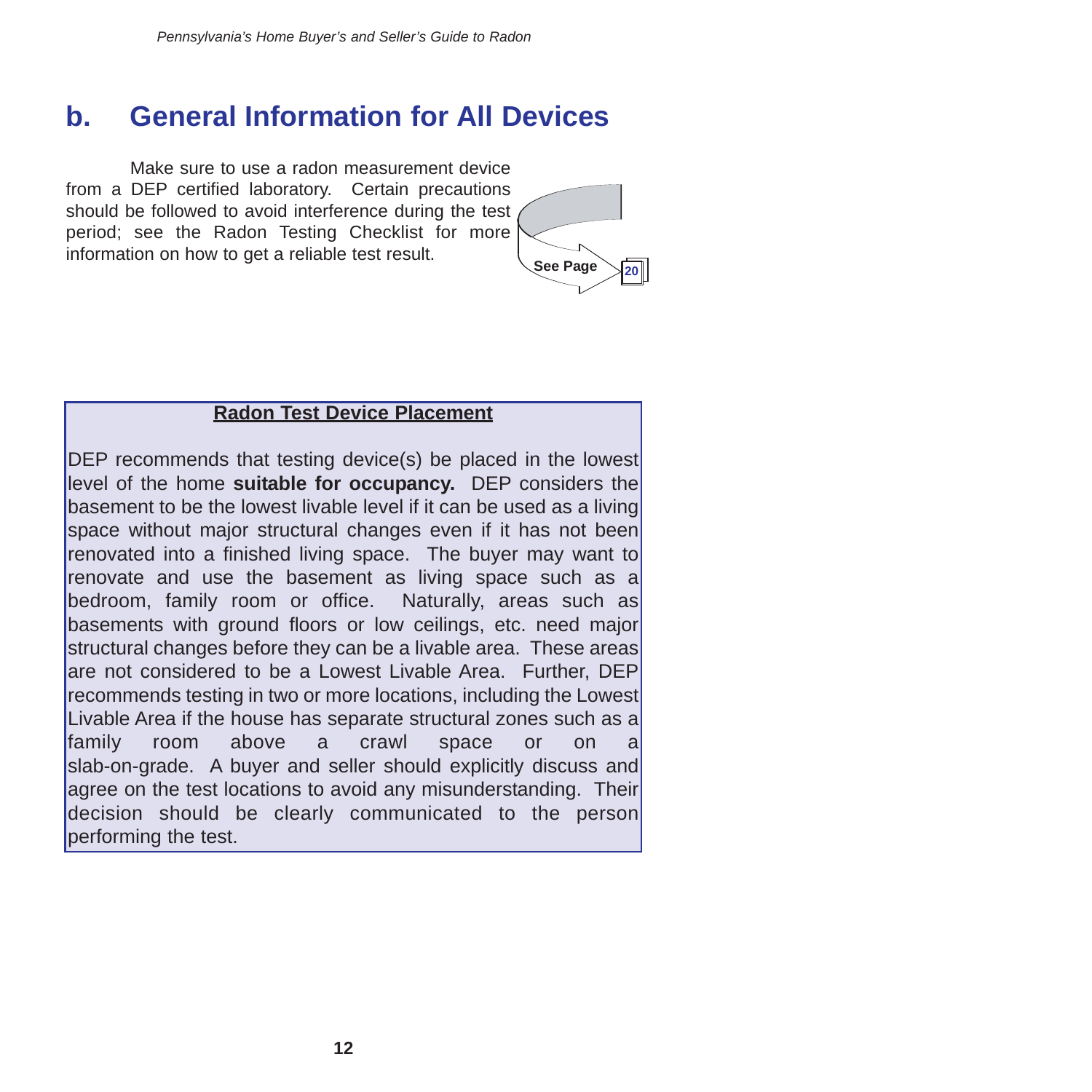## b. General Information for All Devices

Make sure to use a radon measurement device from a DEP certified laboratory. Certain precautions should be followed to avoid interference during the test period; see the Radon Testing Checklist for more information on how to get a reliable test result.

See Page 20

**Radon Test Device Placement**

DEP recommends that testing device(s) be placed in the lowest level of the home **suitable for occupancy.** DEP considers the basement to be the lowest livable level if it can be used as a living space without major structural changes even if it has not been renovated into a finished living space. The buyer may want to renovate and use the basement as living space such as a bedroom, family room or office. Naturally, areas such as basements with ground floors or low ceilings, etc. need major structural changes before they can be a livable area. These areas are not considered to be a Lowest Livable Area. Further, DEP recommends testing in two or more locations, including the Lowest Livable Area if the house has separate structural zones such as a family room above a crawl space or on a slab-on-grade. A buyer and seller should explicitly discuss and agree on the test locations to avoid any misunderstanding. Their decision should be clearly communicated to the person performing the test.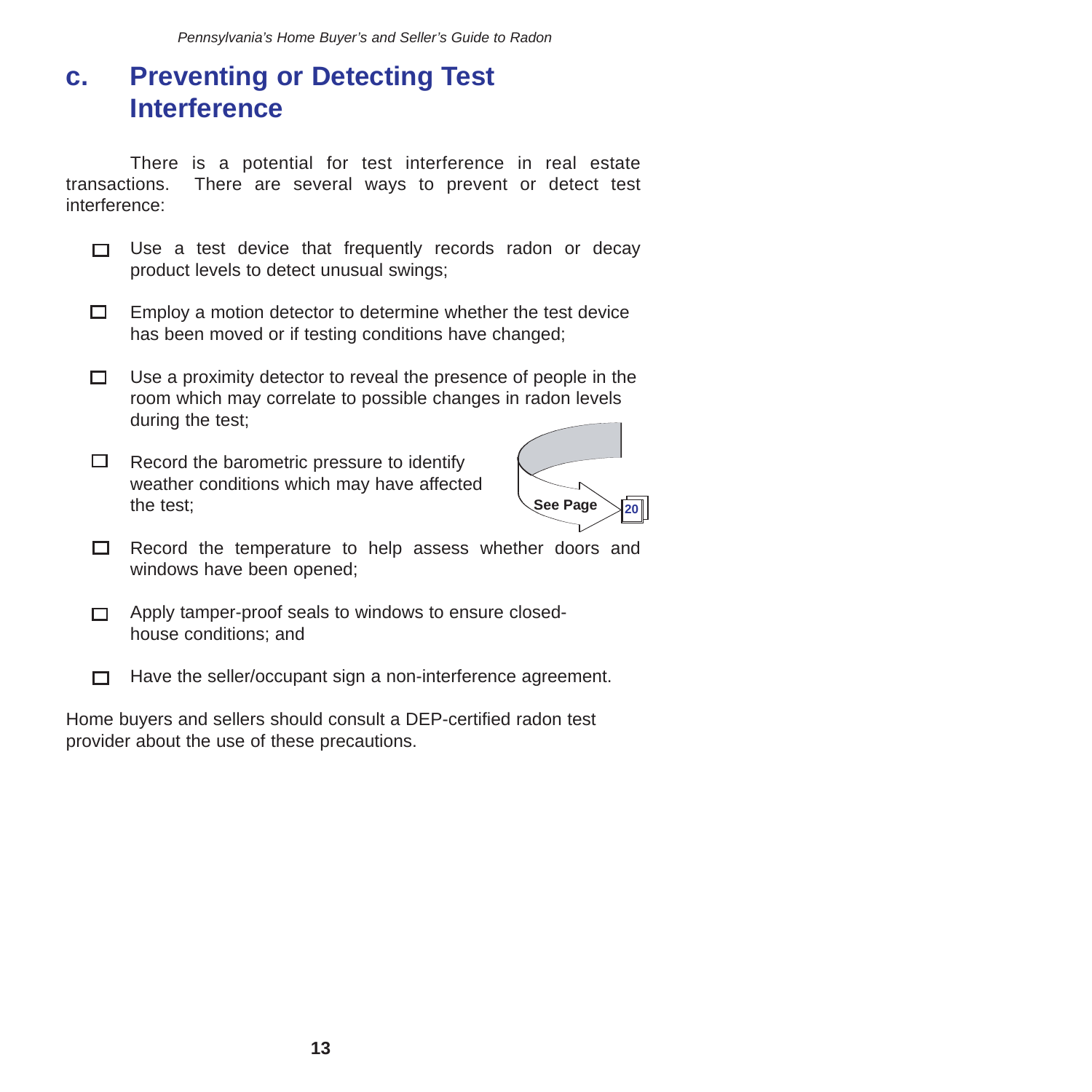## c. Preventing or Detecting Test Interference

There is a potential for test interference in real estate transactions. There are several ways to prevent or detect test interference:

- ☐ Use a test device that frequently records radon or decay product levels to detect unusual swings;
- ☐ Employ a motion detector to determine whether the test device has been moved or if testing conditions have changed;
- ☐ Use a proximity detector to reveal the presence of people in the room which may correlate to possible changes in radon levels during the test;
- ☐ Record the barometric pressure to identify weather conditions which may have affected the test;

**See Page 20**

- ☐ Record the temperature to help assess whether doors and windows have been opened;
- ☐ Apply tamper-proof seals to windows to ensure closed-house conditions; and
- ☐ Have the seller/occupant sign a non-interference agreement.

Home buyers and sellers should consult a DEP-certified radon test provider about the use of these precautions.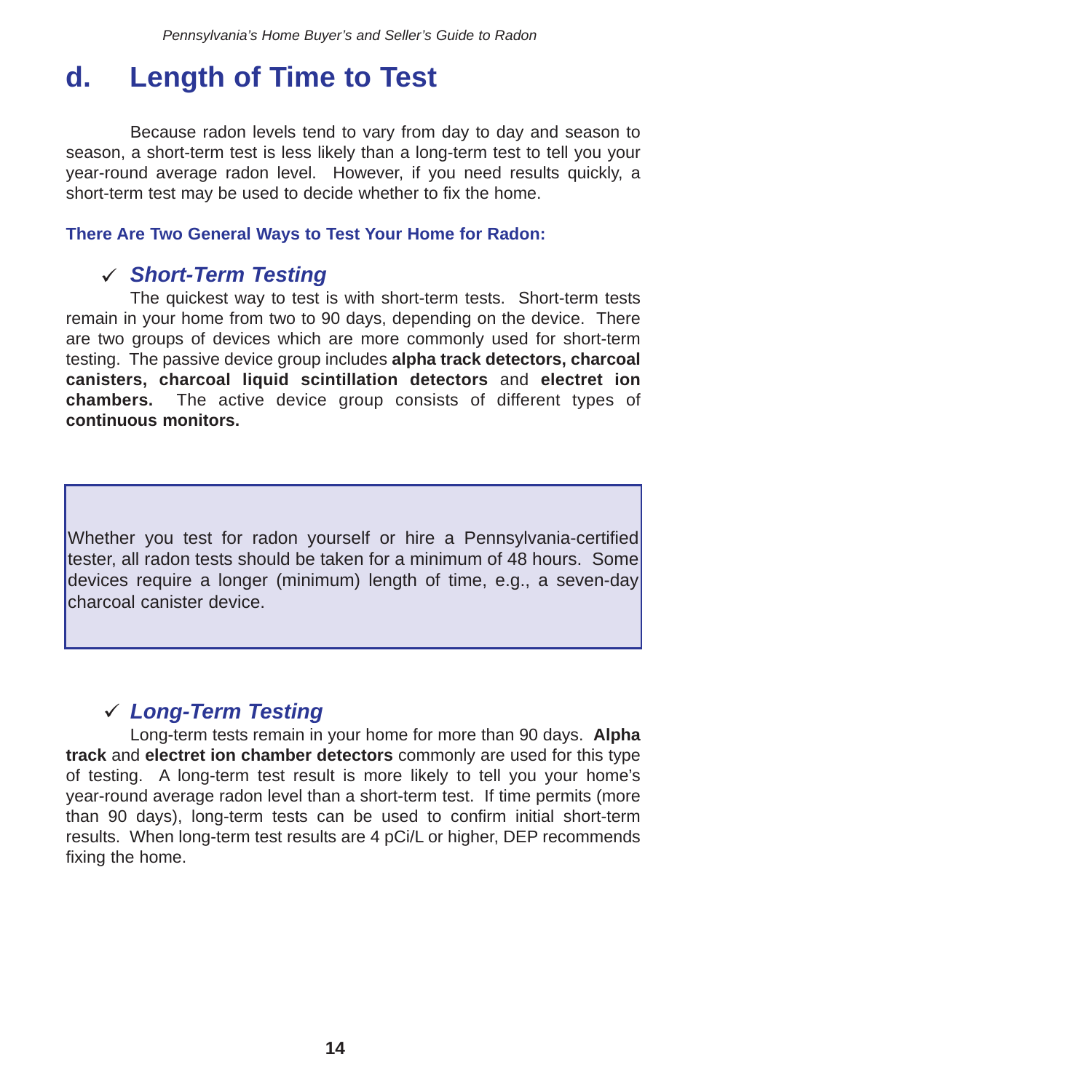## d. Length of Time to Test

Because radon levels tend to vary from day to day and season to season, a short-term test is less likely than a long-term test to tell you your year-round average radon level. However, if you need results quickly, a short-term test may be used to decide whether to fix the home.

**There Are Two General Ways to Test Your Home for Radon:**

### ✓ *Short-Term Testing*

The quickest way to test is with short-term tests. Short-term tests remain in your home from two to 90 days, depending on the device. There are two groups of devices which are more commonly used for short-term testing. The passive device group includes **alpha track detectors, charcoal canisters, charcoal liquid scintillation detectors** and **electret ion chambers.** The active device group consists of different types of **continuous monitors.**

> Whether you test for radon yourself or hire a Pennsylvania-certified tester, all radon tests should be taken for a minimum of 48 hours. Some devices require a longer (minimum) length of time, e.g., a seven-day charcoal canister device.

### ✓ *Long-Term Testing*

Long-term tests remain in your home for more than 90 days. **Alpha track** and **electret ion chamber detectors** commonly are used for this type of testing. A long-term test result is more likely to tell you your home's year-round average radon level than a short-term test. If time permits (more than 90 days), long-term tests can be used to confirm initial short-term results. When long-term test results are 4 pCi/L or higher, DEP recommends fixing the home.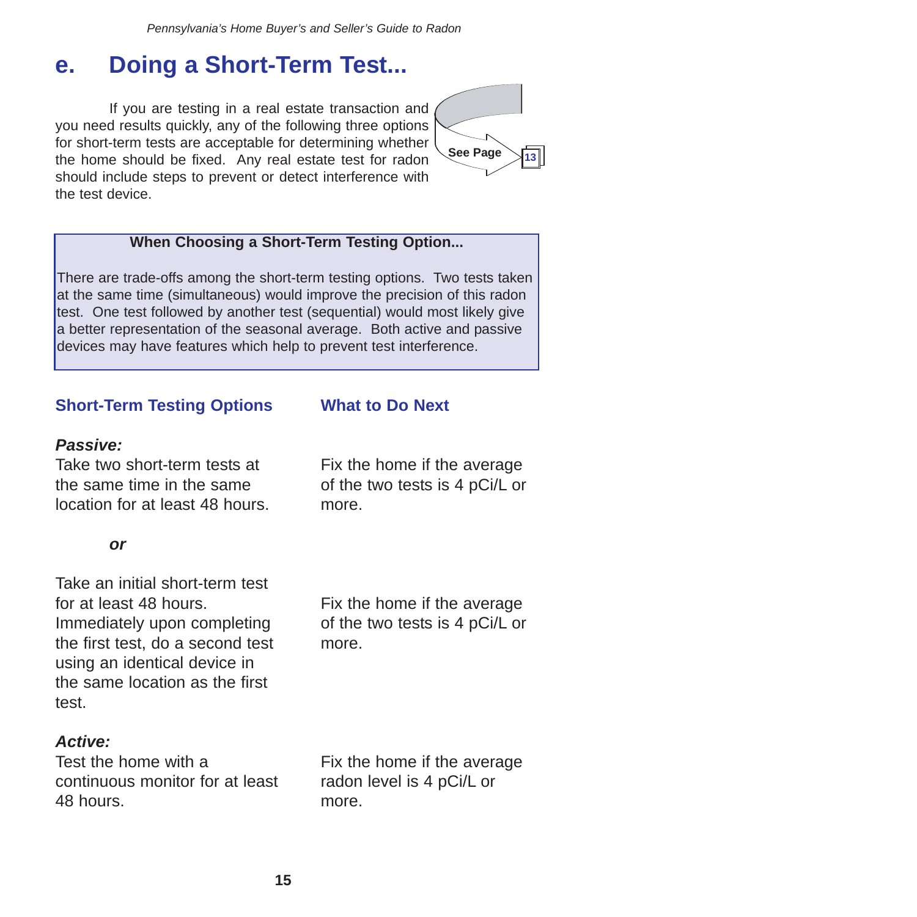## e. Doing a Short-Term Test...

If you are testing in a real estate transaction and you need results quickly, any of the following three options for short-term tests are acceptable for determining whether the home should be fixed. Any real estate test for radon should include steps to prevent or detect interference with the test device.

See Page 13

> **When Choosing a Short-Term Testing Option...**
>
> There are trade-offs among the short-term testing options. Two tests taken at the same time (simultaneous) would improve the precision of this radon test. One test followed by another test (sequential) would most likely give a better representation of the seasonal average. Both active and passive devices may have features which help to prevent test interference.

| Short-Term Testing Options | What to Do Next |
|---|---|
| ***Passive:*** Take two short-term tests at the same time in the same location for at least 48 hours. | Fix the home if the average of the two tests is 4 pCi/L or more. |
| ***or*** | |
| Take an initial short-term test for at least 48 hours. Immediately upon completing the first test, do a second test using an identical device in the same location as the first test. | Fix the home if the average of the two tests is 4 pCi/L or more. |
| ***Active:*** Test the home with a continuous monitor for at least 48 hours. | Fix the home if the average radon level is 4 pCi/L or more. |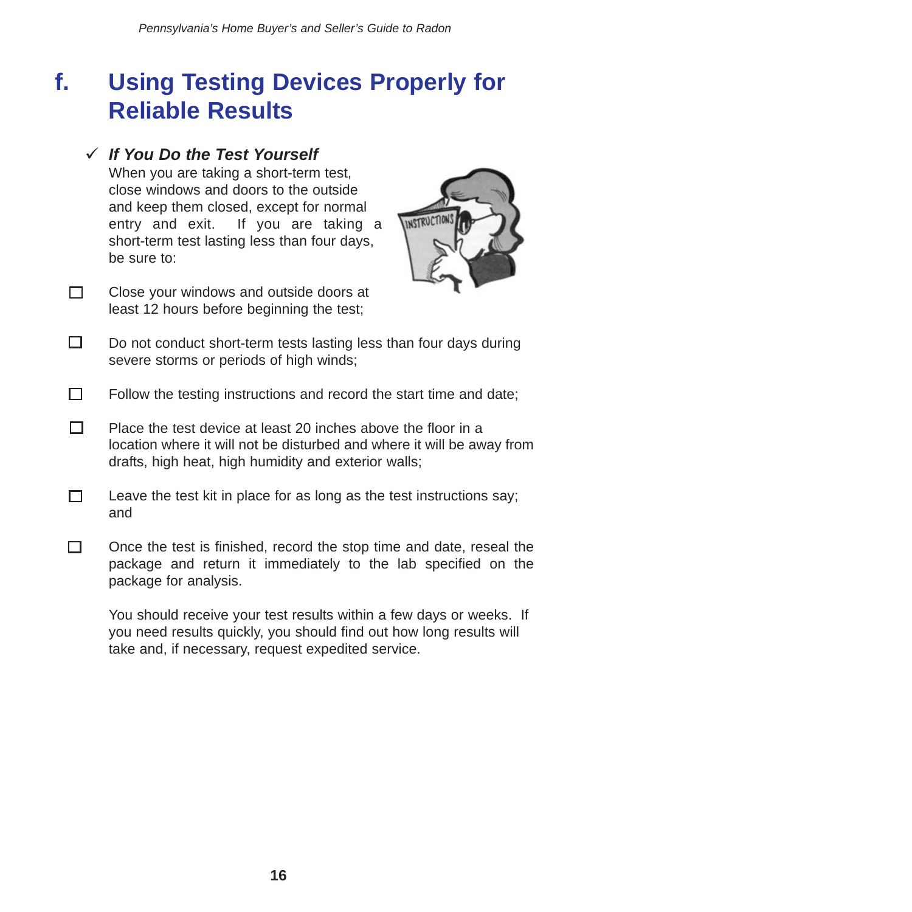## f. Using Testing Devices Properly for Reliable Results

✓ ***If You Do the Test Yourself***

When you are taking a short-term test, close windows and doors to the outside and keep them closed, except for normal entry and exit. If you are taking a short-term test lasting less than four days, be sure to:

- ☐ Close your windows and outside doors at least 12 hours before beginning the test;
- ☐ Do not conduct short-term tests lasting less than four days during severe storms or periods of high winds;
- ☐ Follow the testing instructions and record the start time and date;
- ☐ Place the test device at least 20 inches above the floor in a location where it will not be disturbed and where it will be away from drafts, high heat, high humidity and exterior walls;
- ☐ Leave the test kit in place for as long as the test instructions say; and
- ☐ Once the test is finished, record the stop time and date, reseal the package and return it immediately to the lab specified on the package for analysis.

You should receive your test results within a few days or weeks. If you need results quickly, you should find out how long results will take and, if necessary, request expedited service.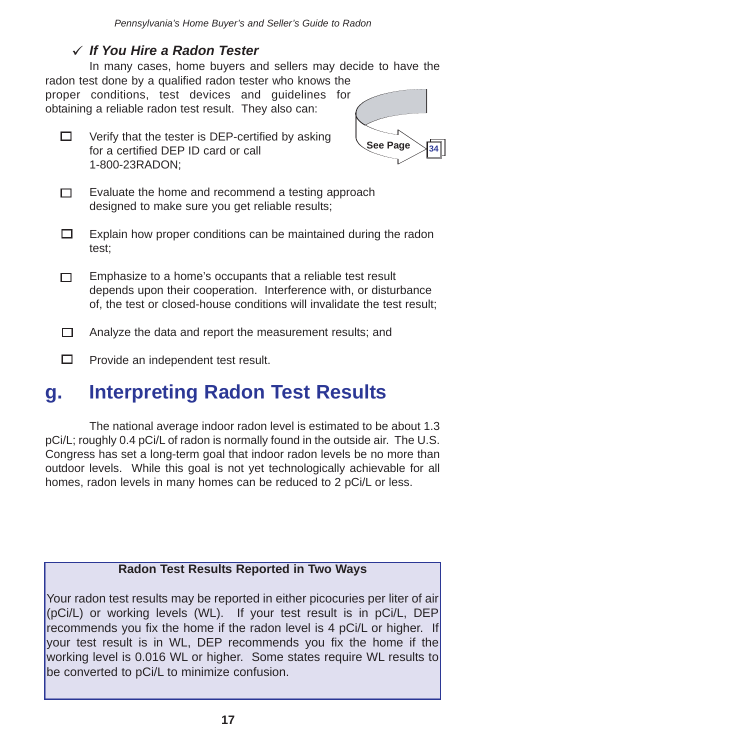### ✓ *If You Hire a Radon Tester*

In many cases, home buyers and sellers may decide to have the radon test done by a qualified radon tester who knows the proper conditions, test devices and guidelines for obtaining a reliable radon test result. They also can:

See Page 34

- ☐ Verify that the tester is DEP-certified by asking for a certified DEP ID card or call 1-800-23RADON;
- ☐ Evaluate the home and recommend a testing approach designed to make sure you get reliable results;
- ☐ Explain how proper conditions can be maintained during the radon test;
- ☐ Emphasize to a home's occupants that a reliable test result depends upon their cooperation. Interference with, or disturbance of, the test or closed-house conditions will invalidate the test result;
- ☐ Analyze the data and report the measurement results; and
- ☐ Provide an independent test result.

## g. Interpreting Radon Test Results

The national average indoor radon level is estimated to be about 1.3 pCi/L; roughly 0.4 pCi/L of radon is normally found in the outside air. The U.S. Congress has set a long-term goal that indoor radon levels be no more than outdoor levels. While this goal is not yet technologically achievable for all homes, radon levels in many homes can be reduced to 2 pCi/L or less.

**Radon Test Results Reported in Two Ways**

Your radon test results may be reported in either picocuries per liter of air (pCi/L) or working levels (WL). If your test result is in pCi/L, DEP recommends you fix the home if the radon level is 4 pCi/L or higher. If your test result is in WL, DEP recommends you fix the home if the working level is 0.016 WL or higher. Some states require WL results to be converted to pCi/L to minimize confusion.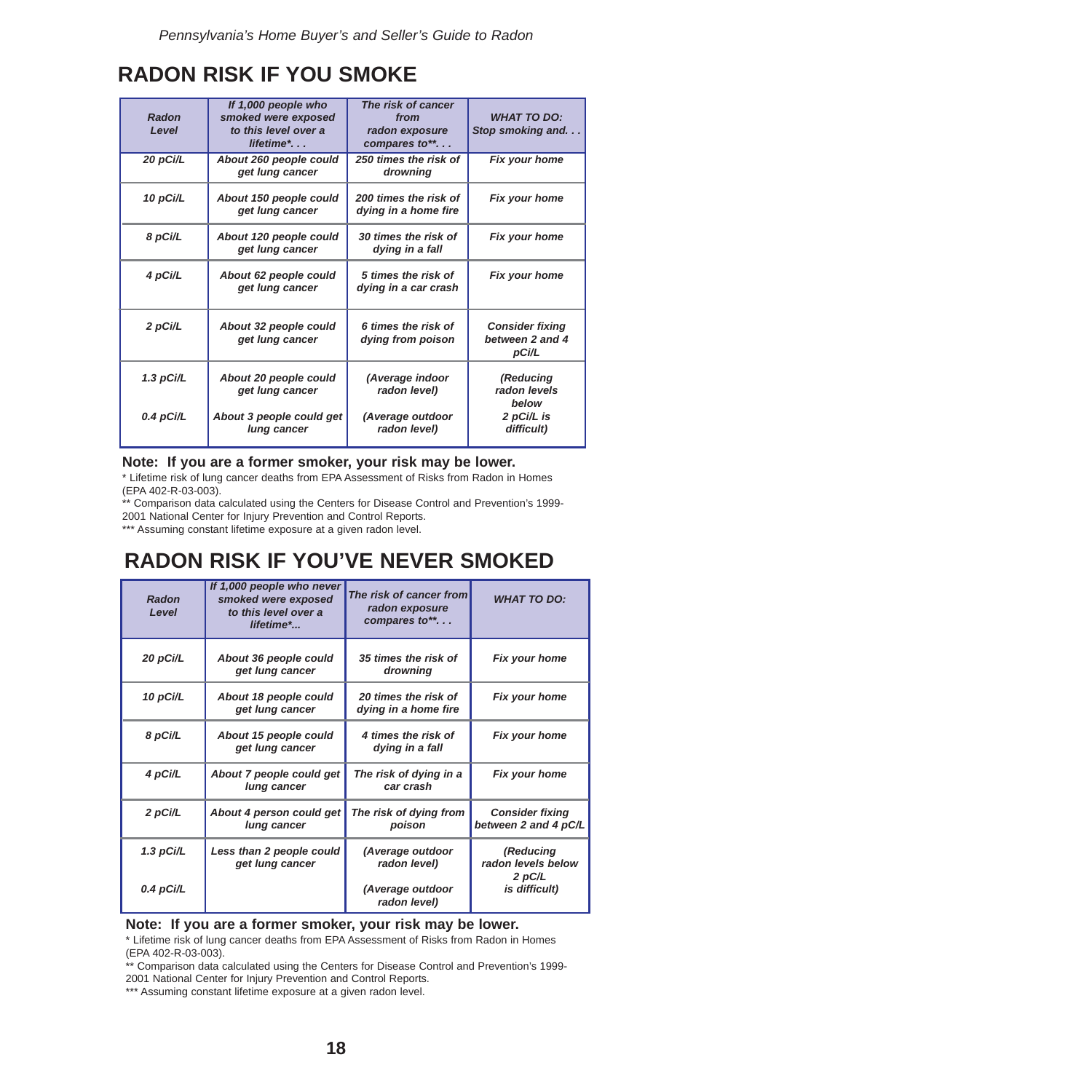## RADON RISK IF YOU SMOKE

| *Radon Level* | *If 1,000 people who smoked were exposed to this level over a lifetime*. . . | *The risk of cancer from radon exposure compares to***. . . | *WHAT TO DO: Stop smoking and. . .* |
|---|---|---|---|
| *20 pCi/L* | *About 260 people could get lung cancer* | *250 times the risk of drowning* | *Fix your home* |
| *10 pCi/L* | *About 150 people could get lung cancer* | *200 times the risk of dying in a home fire* | *Fix your home* |
| *8 pCi/L* | *About 120 people could get lung cancer* | *30 times the risk of dying in a fall* | *Fix your home* |
| *4 pCi/L* | *About 62 people could get lung cancer* | *5 times the risk of dying in a car crash* | *Fix your home* |
| *2 pCi/L* | *About 32 people could get lung cancer* | *6 times the risk of dying from poison* | *Consider fixing between 2 and 4 pCi/L* |
| *1.3 pCi/L* | *About 20 people could get lung cancer* | *(Average indoor radon level)* | *(Reducing radon levels below 2 pCi/L is difficult)* |
| *0.4 pCi/L* | *About 3 people could get lung cancer* | *(Average outdoor radon level)* | |

**Note: If you are a former smoker, your risk may be lower.**

\* Lifetime risk of lung cancer deaths from EPA Assessment of Risks from Radon in Homes (EPA 402-R-03-003).

\** Comparison data calculated using the Centers for Disease Control and Prevention's 1999-2001 National Center for Injury Prevention and Control Reports.

\*** Assuming constant lifetime exposure at a given radon level.

## RADON RISK IF YOU'VE NEVER SMOKED

| *Radon Level* | *If 1,000 people who never smoked were exposed to this level over a lifetime*...* | *The risk of cancer from radon exposure compares to***. . .* | *WHAT TO DO:* |
|---|---|---|---|
| *20 pCi/L* | *About 36 people could get lung cancer* | *35 times the risk of drowning* | *Fix your home* |
| *10 pCi/L* | *About 18 people could get lung cancer* | *20 times the risk of dying in a home fire* | *Fix your home* |
| *8 pCi/L* | *About 15 people could get lung cancer* | *4 times the risk of dying in a fall* | *Fix your home* |
| *4 pCi/L* | *About 7 people could get lung cancer* | *The risk of dying in a car crash* | *Fix your home* |
| *2 pCi/L* | *About 4 person could get lung cancer* | *The risk of dying from poison* | *Consider fixing between 2 and 4 pC/L* |
| *1.3 pCi/L* | *Less than 2 people could get lung cancer* | *(Average outdoor radon level)* | *(Reducing radon levels below 2 pC/L is difficult)* |
| *0.4 pCi/L* | | *(Average outdoor radon level)* | |

**Note: If you are a former smoker, your risk may be lower.**

\* Lifetime risk of lung cancer deaths from EPA Assessment of Risks from Radon in Homes (EPA 402-R-03-003).

\** Comparison data calculated using the Centers for Disease Control and Prevention's 1999-2001 National Center for Injury Prevention and Control Reports.

\*** Assuming constant lifetime exposure at a given radon level.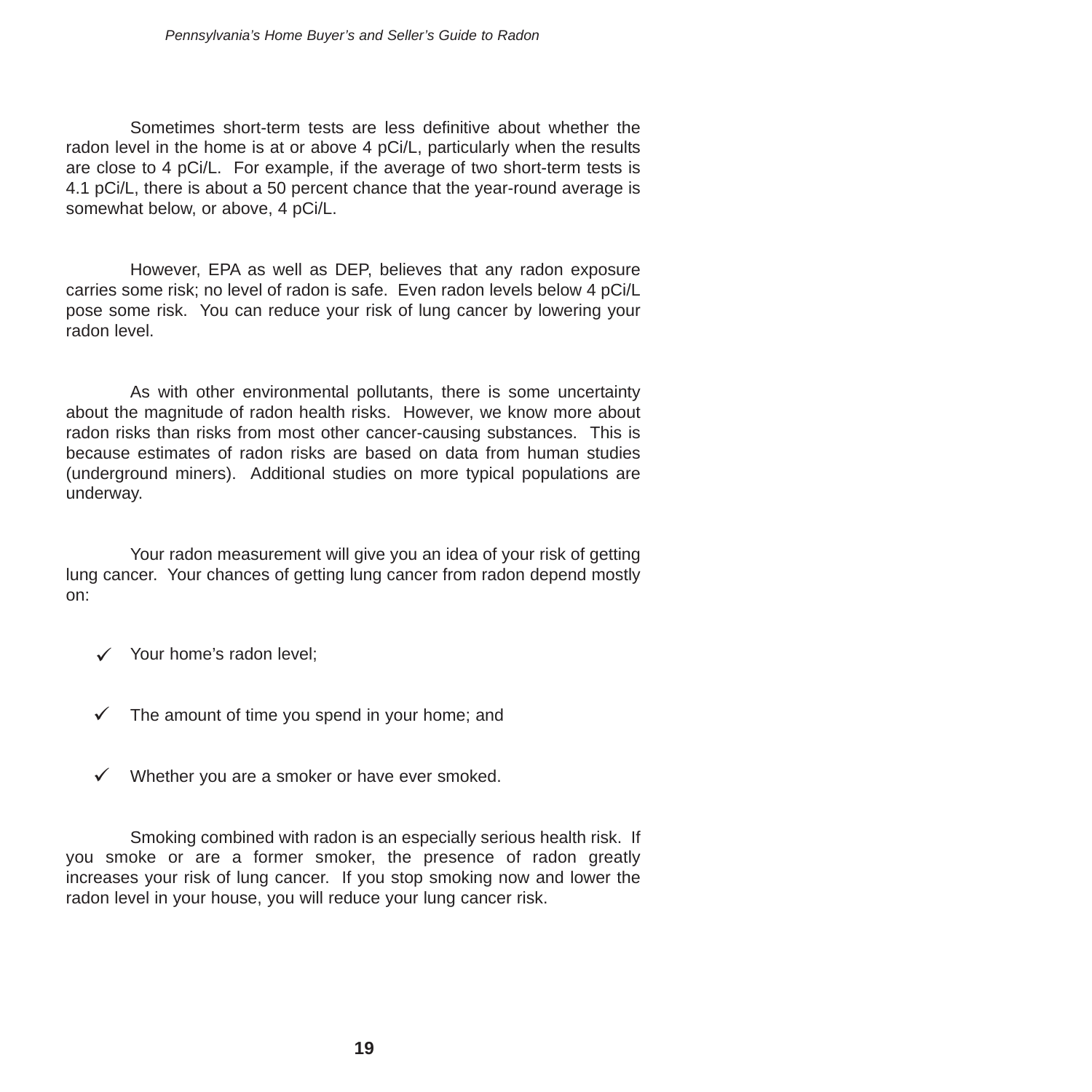Sometimes short-term tests are less definitive about whether the radon level in the home is at or above 4 pCi/L, particularly when the results are close to 4 pCi/L. For example, if the average of two short-term tests is 4.1 pCi/L, there is about a 50 percent chance that the year-round average is somewhat below, or above, 4 pCi/L.

However, EPA as well as DEP, believes that any radon exposure carries some risk; no level of radon is safe. Even radon levels below 4 pCi/L pose some risk. You can reduce your risk of lung cancer by lowering your radon level.

As with other environmental pollutants, there is some uncertainty about the magnitude of radon health risks. However, we know more about radon risks than risks from most other cancer-causing substances. This is because estimates of radon risks are based on data from human studies (underground miners). Additional studies on more typical populations are underway.

Your radon measurement will give you an idea of your risk of getting lung cancer. Your chances of getting lung cancer from radon depend mostly on:

- ✓ Your home's radon level;
- ✓ The amount of time you spend in your home; and
- ✓ Whether you are a smoker or have ever smoked.

Smoking combined with radon is an especially serious health risk. If you smoke or are a former smoker, the presence of radon greatly increases your risk of lung cancer. If you stop smoking now and lower the radon level in your house, you will reduce your lung cancer risk.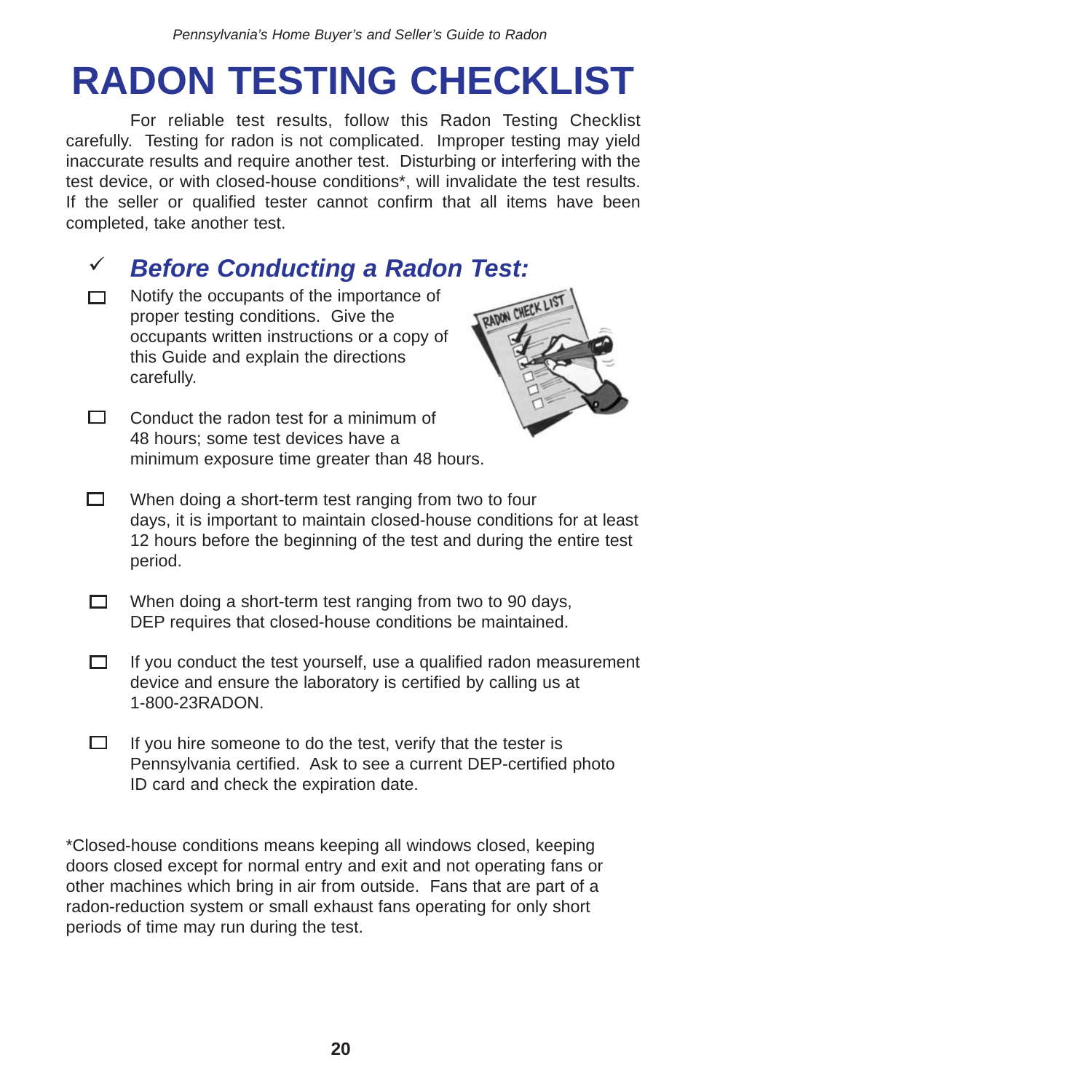# RADON TESTING CHECKLIST

For reliable test results, follow this Radon Testing Checklist carefully. Testing for radon is not complicated. Improper testing may yield inaccurate results and require another test. Disturbing or interfering with the test device, or with closed-house conditions*, will invalidate the test results. If the seller or qualified tester cannot confirm that all items have been completed, take another test.

## ✓ *Before Conducting a Radon Test:*

- ☐ Notify the occupants of the importance of proper testing conditions. Give the occupants written instructions or a copy of this Guide and explain the directions carefully.
- ☐ Conduct the radon test for a minimum of 48 hours; some test devices have a minimum exposure time greater than 48 hours.
- ☐ When doing a short-term test ranging from two to four days, it is important to maintain closed-house conditions for at least 12 hours before the beginning of the test and during the entire test period.
- ☐ When doing a short-term test ranging from two to 90 days, DEP requires that closed-house conditions be maintained.
- ☐ If you conduct the test yourself, use a qualified radon measurement device and ensure the laboratory is certified by calling us at 1-800-23RADON.
- ☐ If you hire someone to do the test, verify that the tester is Pennsylvania certified. Ask to see a current DEP-certified photo ID card and check the expiration date.

*Closed-house conditions means keeping all windows closed, keeping doors closed except for normal entry and exit and not operating fans or other machines which bring in air from outside. Fans that are part of a radon-reduction system or small exhaust fans operating for only short periods of time may run during the test.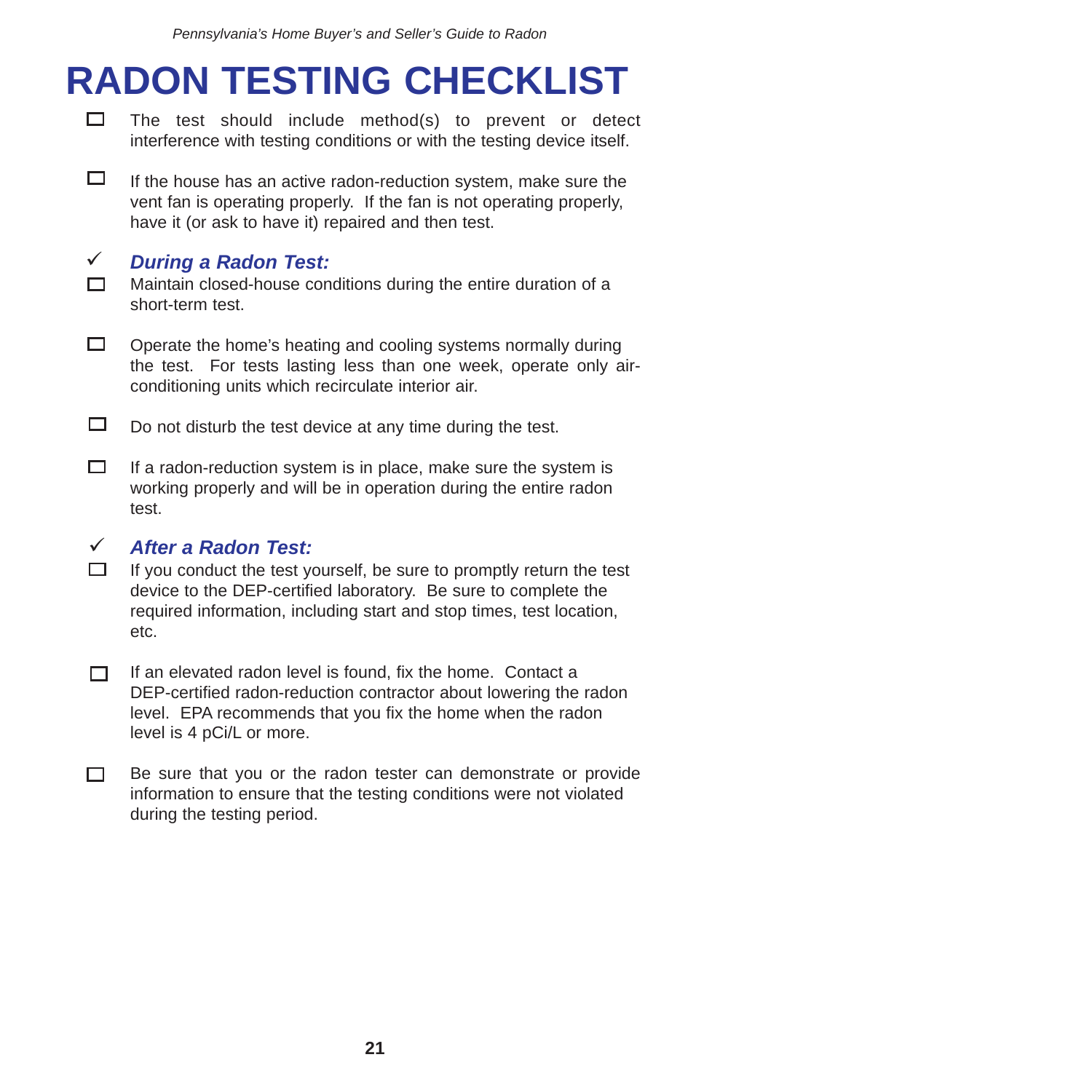# RADON TESTING CHECKLIST

- ☐ The test should include method(s) to prevent or detect interference with testing conditions or with the testing device itself.

- ☐ If the house has an active radon-reduction system, make sure the vent fan is operating properly. If the fan is not operating properly, have it (or ask to have it) repaired and then test.

### ✓ *During a Radon Test:*

- ☐ Maintain closed-house conditions during the entire duration of a short-term test.

- ☐ Operate the home's heating and cooling systems normally during the test. For tests lasting less than one week, operate only air-conditioning units which recirculate interior air.

- ☐ Do not disturb the test device at any time during the test.

- ☐ If a radon-reduction system is in place, make sure the system is working properly and will be in operation during the entire radon test.

### ✓ *After a Radon Test:*

- ☐ If you conduct the test yourself, be sure to promptly return the test device to the DEP-certified laboratory. Be sure to complete the required information, including start and stop times, test location, etc.

- ☐ If an elevated radon level is found, fix the home. Contact a DEP-certified radon-reduction contractor about lowering the radon level. EPA recommends that you fix the home when the radon level is 4 pCi/L or more.

- ☐ Be sure that you or the radon tester can demonstrate or provide information to ensure that the testing conditions were not violated during the testing period.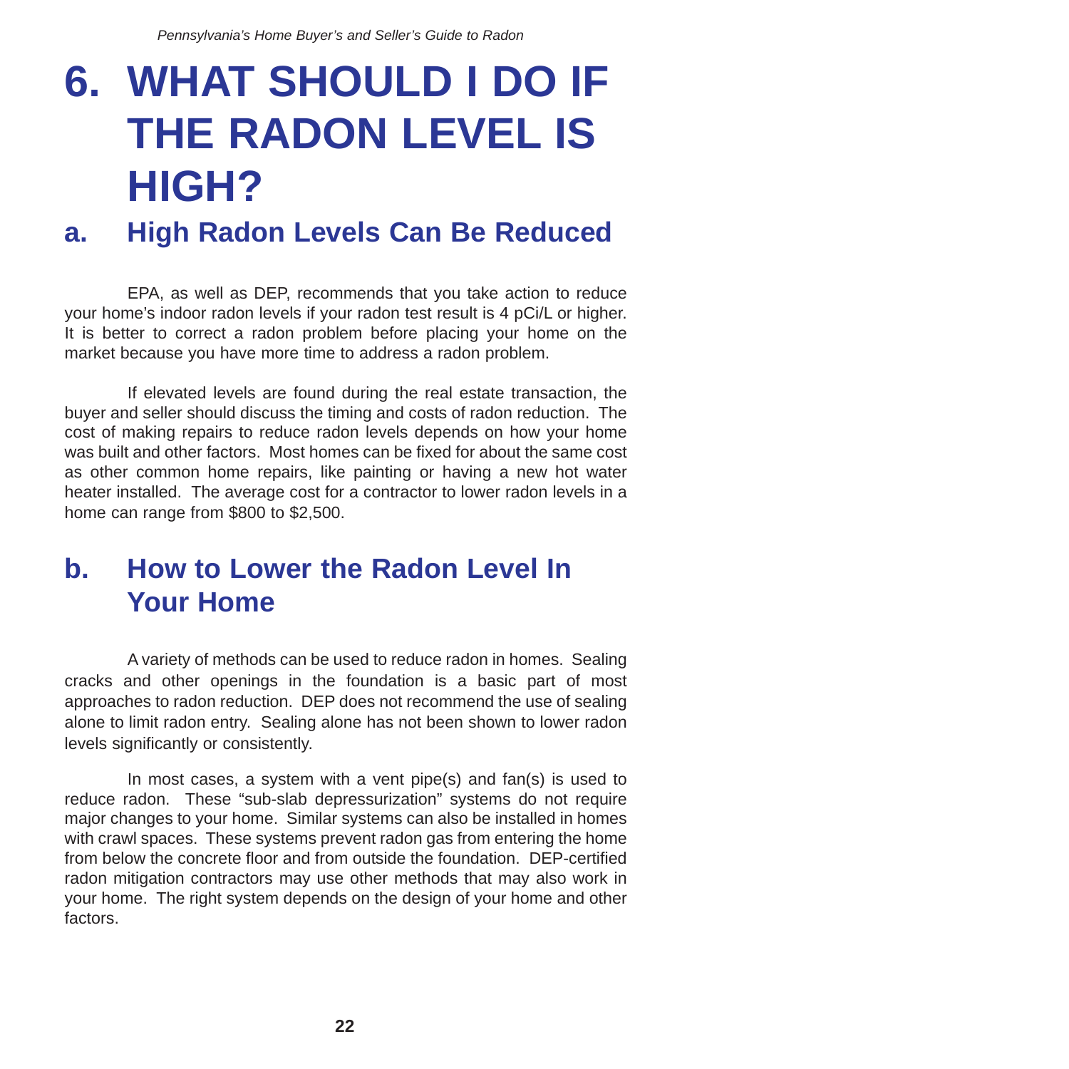# 6. WHAT SHOULD I DO IF THE RADON LEVEL IS HIGH?

## a. High Radon Levels Can Be Reduced

EPA, as well as DEP, recommends that you take action to reduce your home's indoor radon levels if your radon test result is 4 pCi/L or higher. It is better to correct a radon problem before placing your home on the market because you have more time to address a radon problem.

If elevated levels are found during the real estate transaction, the buyer and seller should discuss the timing and costs of radon reduction. The cost of making repairs to reduce radon levels depends on how your home was built and other factors. Most homes can be fixed for about the same cost as other common home repairs, like painting or having a new hot water heater installed. The average cost for a contractor to lower radon levels in a home can range from $800 to $2,500.

## b. How to Lower the Radon Level In Your Home

A variety of methods can be used to reduce radon in homes. Sealing cracks and other openings in the foundation is a basic part of most approaches to radon reduction. DEP does not recommend the use of sealing alone to limit radon entry. Sealing alone has not been shown to lower radon levels significantly or consistently.

In most cases, a system with a vent pipe(s) and fan(s) is used to reduce radon. These "sub-slab depressurization" systems do not require major changes to your home. Similar systems can also be installed in homes with crawl spaces. These systems prevent radon gas from entering the home from below the concrete floor and from outside the foundation. DEP-certified radon mitigation contractors may use other methods that may also work in your home. The right system depends on the design of your home and other factors.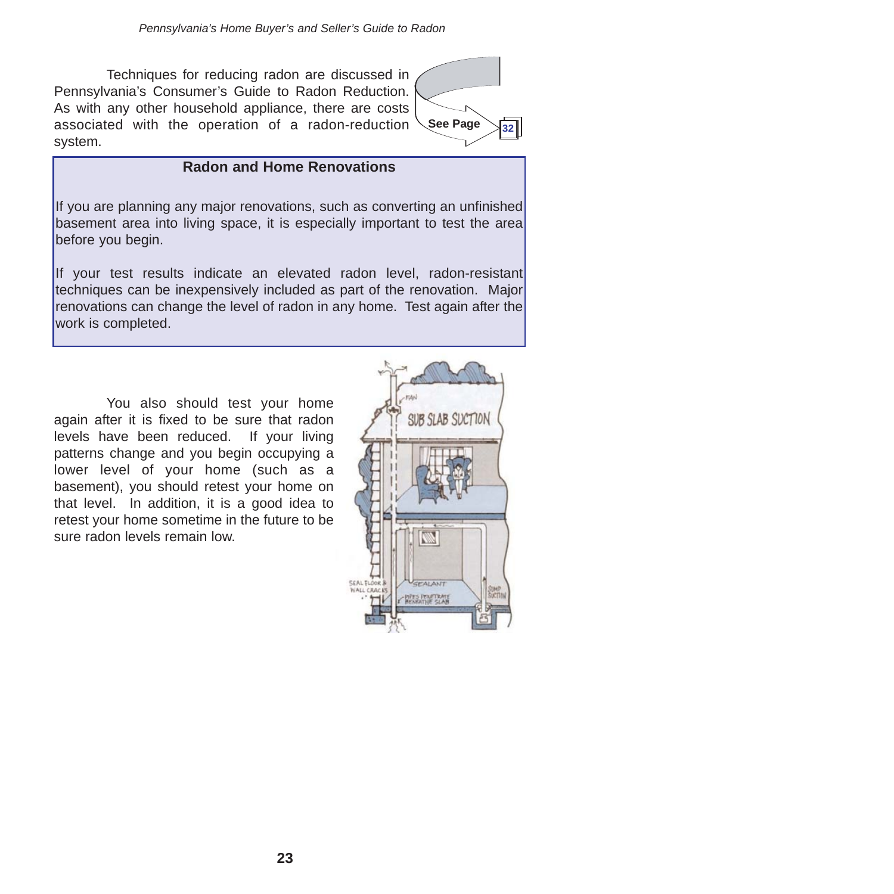Techniques for reducing radon are discussed in Pennsylvania's Consumer's Guide to Radon Reduction. As with any other household appliance, there are costs associated with the operation of a radon-reduction system.

See Page 32

### Radon and Home Renovations

If you are planning any major renovations, such as converting an unfinished basement area into living space, it is especially important to test the area before you begin.

If your test results indicate an elevated radon level, radon-resistant techniques can be inexpensively included as part of the renovation. Major renovations can change the level of radon in any home. Test again after the work is completed.

You also should test your home again after it is fixed to be sure that radon levels have been reduced. If your living patterns change and you begin occupying a lower level of your home (such as a basement), you should retest your home on that level. In addition, it is a good idea to retest your home sometime in the future to be sure radon levels remain low.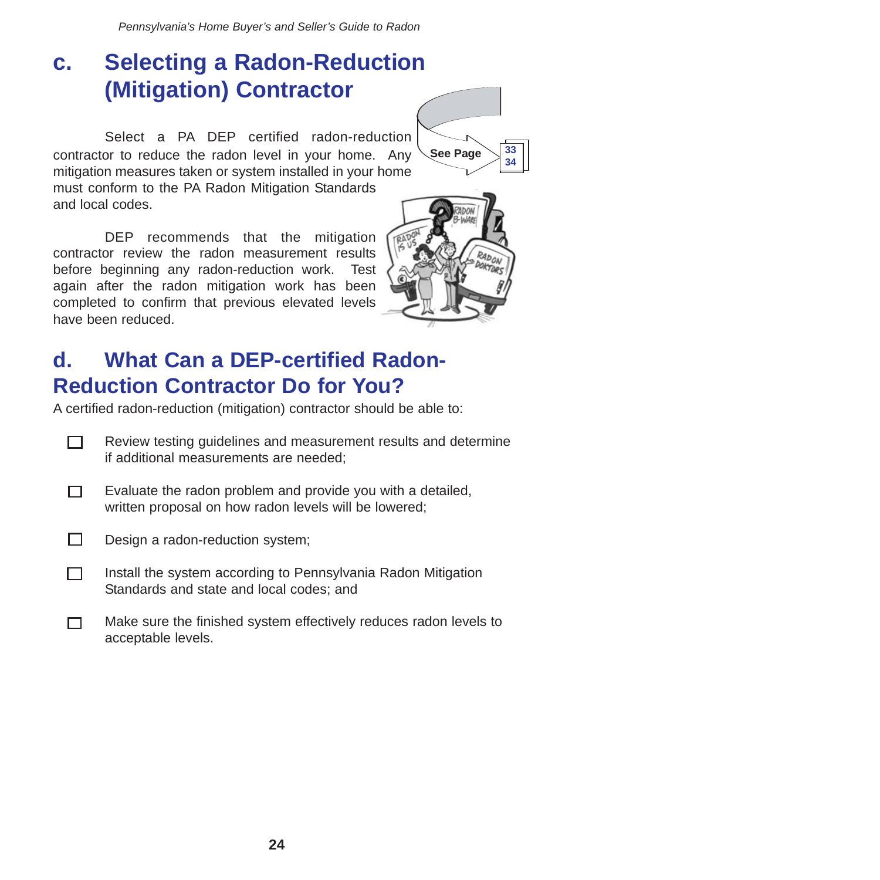## c. Selecting a Radon-Reduction (Mitigation) Contractor

See Page 33 34

Select a PA DEP certified radon-reduction contractor to reduce the radon level in your home. Any mitigation measures taken or system installed in your home must conform to the PA Radon Mitigation Standards and local codes.

DEP recommends that the mitigation contractor review the radon measurement results before beginning any radon-reduction work. Test again after the radon mitigation work has been completed to confirm that previous elevated levels have been reduced.

## d. What Can a DEP-certified Radon-Reduction Contractor Do for You?

A certified radon-reduction (mitigation) contractor should be able to:

- ☐ Review testing guidelines and measurement results and determine if additional measurements are needed;
- ☐ Evaluate the radon problem and provide you with a detailed, written proposal on how radon levels will be lowered;
- ☐ Design a radon-reduction system;
- ☐ Install the system according to Pennsylvania Radon Mitigation Standards and state and local codes; and
- ☐ Make sure the finished system effectively reduces radon levels to acceptable levels.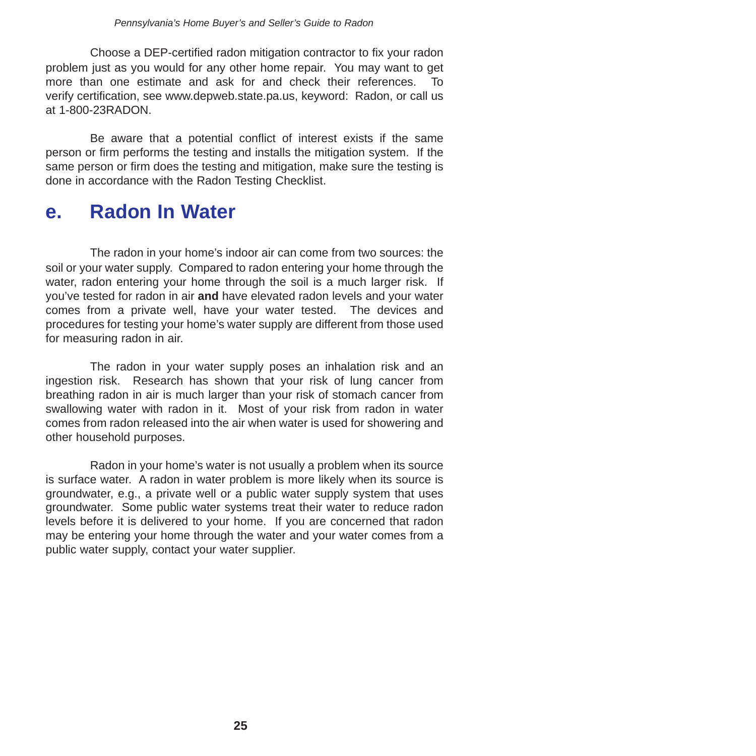Choose a DEP-certified radon mitigation contractor to fix your radon problem just as you would for any other home repair. You may want to get more than one estimate and ask for and check their references. To verify certification, see www.depweb.state.pa.us, keyword: Radon, or call us at 1-800-23RADON.

Be aware that a potential conflict of interest exists if the same person or firm performs the testing and installs the mitigation system. If the same person or firm does the testing and mitigation, make sure the testing is done in accordance with the Radon Testing Checklist.

## e. Radon In Water

The radon in your home's indoor air can come from two sources: the soil or your water supply. Compared to radon entering your home through the water, radon entering your home through the soil is a much larger risk. If you've tested for radon in air **and** have elevated radon levels and your water comes from a private well, have your water tested. The devices and procedures for testing your home's water supply are different from those used for measuring radon in air.

The radon in your water supply poses an inhalation risk and an ingestion risk. Research has shown that your risk of lung cancer from breathing radon in air is much larger than your risk of stomach cancer from swallowing water with radon in it. Most of your risk from radon in water comes from radon released into the air when water is used for showering and other household purposes.

Radon in your home's water is not usually a problem when its source is surface water. A radon in water problem is more likely when its source is groundwater, e.g., a private well or a public water supply system that uses groundwater. Some public water systems treat their water to reduce radon levels before it is delivered to your home. If you are concerned that radon may be entering your home through the water and your water comes from a public water supply, contact your water supplier.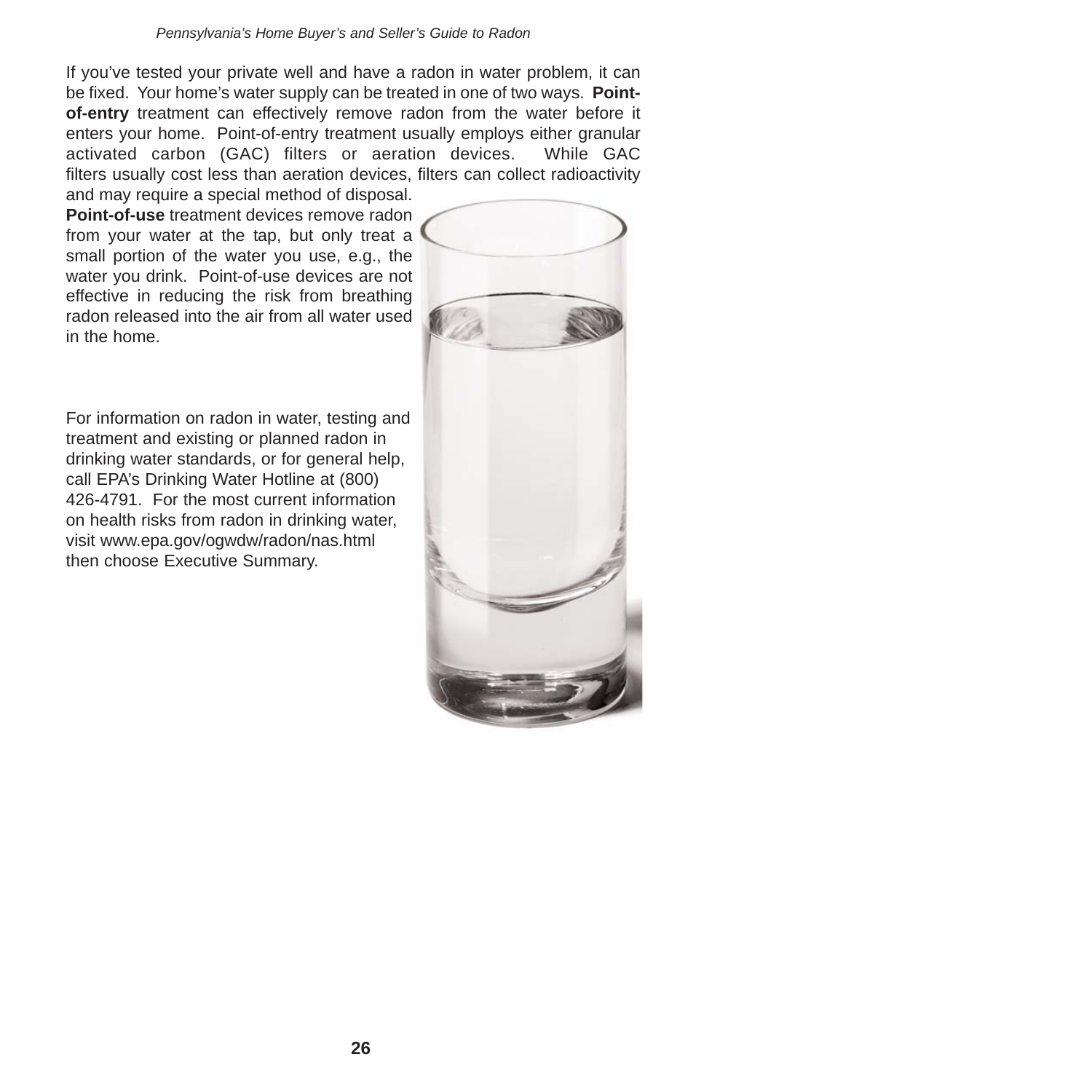If you've tested your private well and have a radon in water problem, it can be fixed. Your home's water supply can be treated in one of two ways. **Point-of-entry** treatment can effectively remove radon from the water before it enters your home. Point-of-entry treatment usually employs either granular activated carbon (GAC) filters or aeration devices. While GAC filters usually cost less than aeration devices, filters can collect radioactivity and may require a special method of disposal. **Point-of-use** treatment devices remove radon from your water at the tap, but only treat a small portion of the water you use, e.g., the water you drink. Point-of-use devices are not effective in reducing the risk from breathing radon released into the air from all water used in the home.

For information on radon in water, testing and treatment and existing or planned radon in drinking water standards, or for general help, call EPA's Drinking Water Hotline at (800) 426-4791. For the most current information on health risks from radon in drinking water, visit www.epa.gov/ogwdw/radon/nas.html then choose Executive Summary.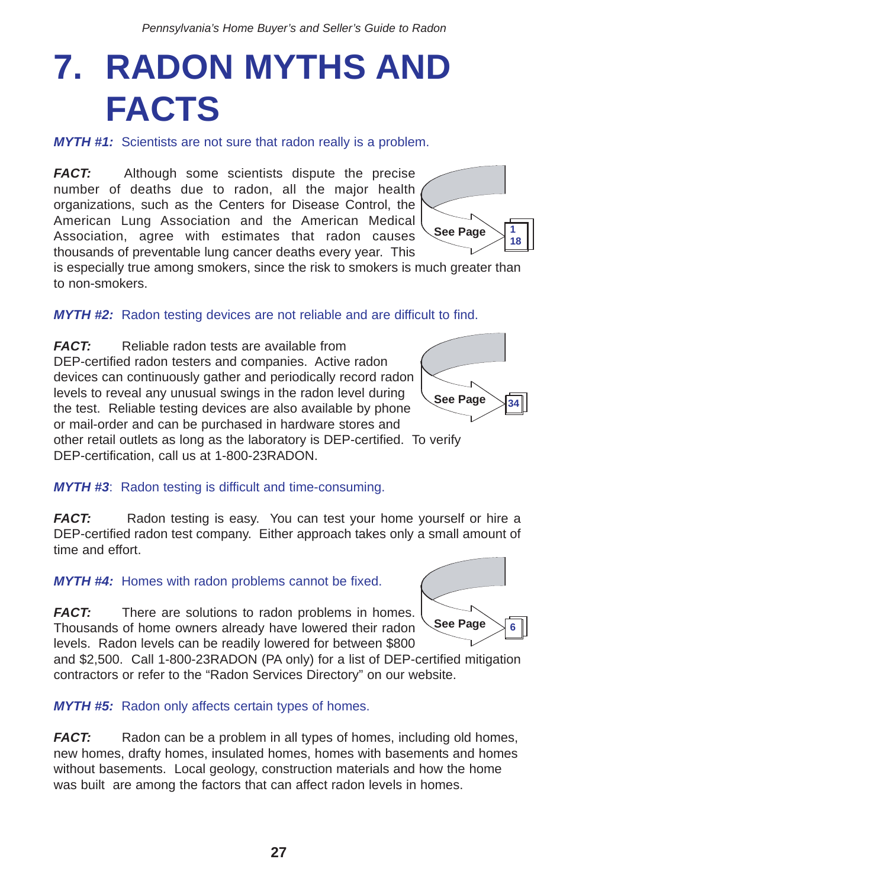# 7. RADON MYTHS AND FACTS

***MYTH #1:*** Scientists are not sure that radon really is a problem.

***FACT:*** Although some scientists dispute the precise number of deaths due to radon, all the major health organizations, such as the Centers for Disease Control, the American Lung Association and the American Medical Association, agree with estimates that radon causes thousands of preventable lung cancer deaths every year. This is especially true among smokers, since the risk to smokers is much greater than to non-smokers.

See Page 1, 18

***MYTH #2:*** Radon testing devices are not reliable and are difficult to find.

***FACT:*** Reliable radon tests are available from DEP-certified radon testers and companies. Active radon devices can continuously gather and periodically record radon levels to reveal any unusual swings in the radon level during the test. Reliable testing devices are also available by phone or mail-order and can be purchased in hardware stores and other retail outlets as long as the laboratory is DEP-certified. To verify DEP-certification, call us at 1-800-23RADON.

See Page 34

***MYTH #3***: Radon testing is difficult and time-consuming.

***FACT:*** Radon testing is easy. You can test your home yourself or hire a DEP-certified radon test company. Either approach takes only a small amount of time and effort.

***MYTH #4:*** Homes with radon problems cannot be fixed.

***FACT:*** There are solutions to radon problems in homes. Thousands of home owners already have lowered their radon levels. Radon levels can be readily lowered for between $800 and $2,500. Call 1-800-23RADON (PA only) for a list of DEP-certified mitigation contractors or refer to the "Radon Services Directory" on our website.

See Page 6

***MYTH #5:*** Radon only affects certain types of homes.

***FACT:*** Radon can be a problem in all types of homes, including old homes, new homes, drafty homes, insulated homes, homes with basements and homes without basements. Local geology, construction materials and how the home was built are among the factors that can affect radon levels in homes.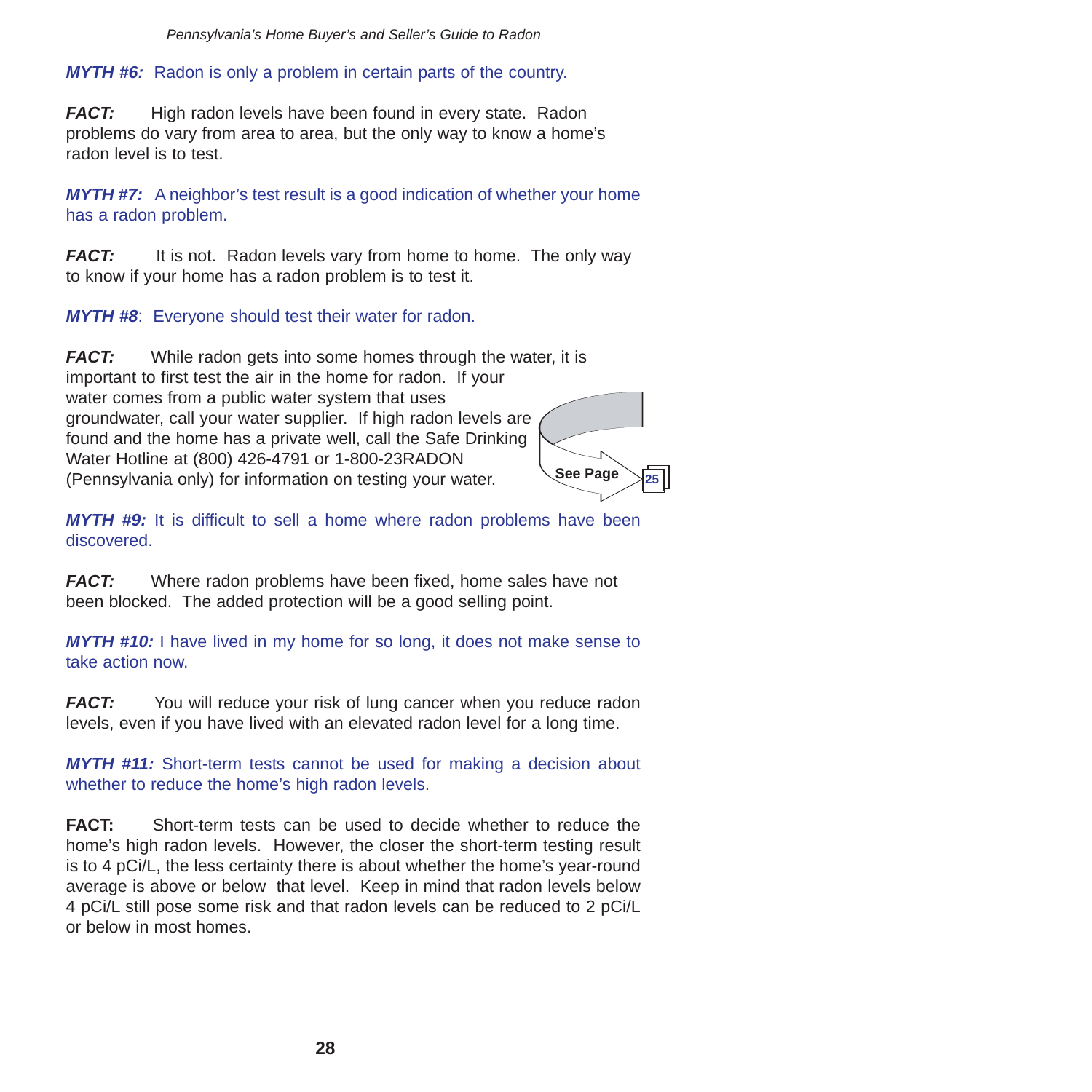***MYTH #6:*** Radon is only a problem in certain parts of the country.

***FACT:*** High radon levels have been found in every state. Radon problems do vary from area to area, but the only way to know a home's radon level is to test.

***MYTH #7:*** A neighbor's test result is a good indication of whether your home has a radon problem.

***FACT:*** It is not. Radon levels vary from home to home. The only way to know if your home has a radon problem is to test it.

***MYTH #8***: Everyone should test their water for radon.

***FACT:*** While radon gets into some homes through the water, it is important to first test the air in the home for radon. If your water comes from a public water system that uses groundwater, call your water supplier. If high radon levels are found and the home has a private well, call the Safe Drinking Water Hotline at (800) 426-4791 or 1-800-23RADON (Pennsylvania only) for information on testing your water.

**See Page 25**

***MYTH #9:*** It is difficult to sell a home where radon problems have been discovered.

***FACT:*** Where radon problems have been fixed, home sales have not been blocked. The added protection will be a good selling point.

***MYTH #10:*** I have lived in my home for so long, it does not make sense to take action now.

***FACT:*** You will reduce your risk of lung cancer when you reduce radon levels, even if you have lived with an elevated radon level for a long time.

***MYTH #11:*** Short-term tests cannot be used for making a decision about whether to reduce the home's high radon levels.

**FACT:** Short-term tests can be used to decide whether to reduce the home's high radon levels. However, the closer the short-term testing result is to 4 pCi/L, the less certainty there is about whether the home's year-round average is above or below that level. Keep in mind that radon levels below 4 pCi/L still pose some risk and that radon levels can be reduced to 2 pCi/L or below in most homes.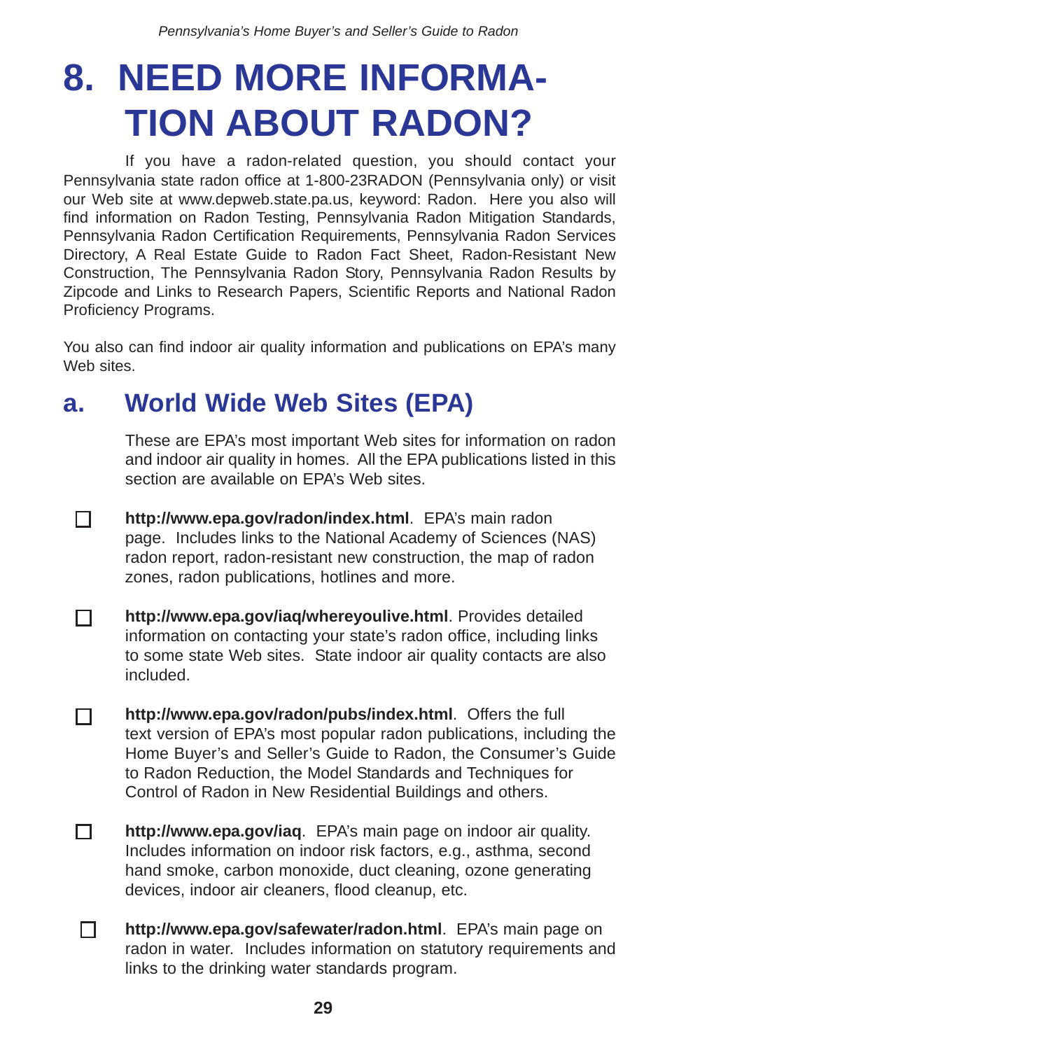# 8. NEED MORE INFORMATION ABOUT RADON?

If you have a radon-related question, you should contact your Pennsylvania state radon office at 1-800-23RADON (Pennsylvania only) or visit our Web site at www.depweb.state.pa.us, keyword: Radon. Here you also will find information on Radon Testing, Pennsylvania Radon Mitigation Standards, Pennsylvania Radon Certification Requirements, Pennsylvania Radon Services Directory, A Real Estate Guide to Radon Fact Sheet, Radon-Resistant New Construction, The Pennsylvania Radon Story, Pennsylvania Radon Results by Zipcode and Links to Research Papers, Scientific Reports and National Radon Proficiency Programs.

You also can find indoor air quality information and publications on EPA's many Web sites.

## a. World Wide Web Sites (EPA)

These are EPA's most important Web sites for information on radon and indoor air quality in homes. All the EPA publications listed in this section are available on EPA's Web sites.

- ☐ **http://www.epa.gov/radon/index.html**. EPA's main radon page. Includes links to the National Academy of Sciences (NAS) radon report, radon-resistant new construction, the map of radon zones, radon publications, hotlines and more.

- ☐ **http://www.epa.gov/iaq/whereyoulive.html**. Provides detailed information on contacting your state's radon office, including links to some state Web sites. State indoor air quality contacts are also included.

- ☐ **http://www.epa.gov/radon/pubs/index.html**. Offers the full text version of EPA's most popular radon publications, including the Home Buyer's and Seller's Guide to Radon, the Consumer's Guide to Radon Reduction, the Model Standards and Techniques for Control of Radon in New Residential Buildings and others.

- ☐ **http://www.epa.gov/iaq**. EPA's main page on indoor air quality. Includes information on indoor risk factors, e.g., asthma, second hand smoke, carbon monoxide, duct cleaning, ozone generating devices, indoor air cleaners, flood cleanup, etc.

- ☐ **http://www.epa.gov/safewater/radon.html**. EPA's main page on radon in water. Includes information on statutory requirements and links to the drinking water standards program.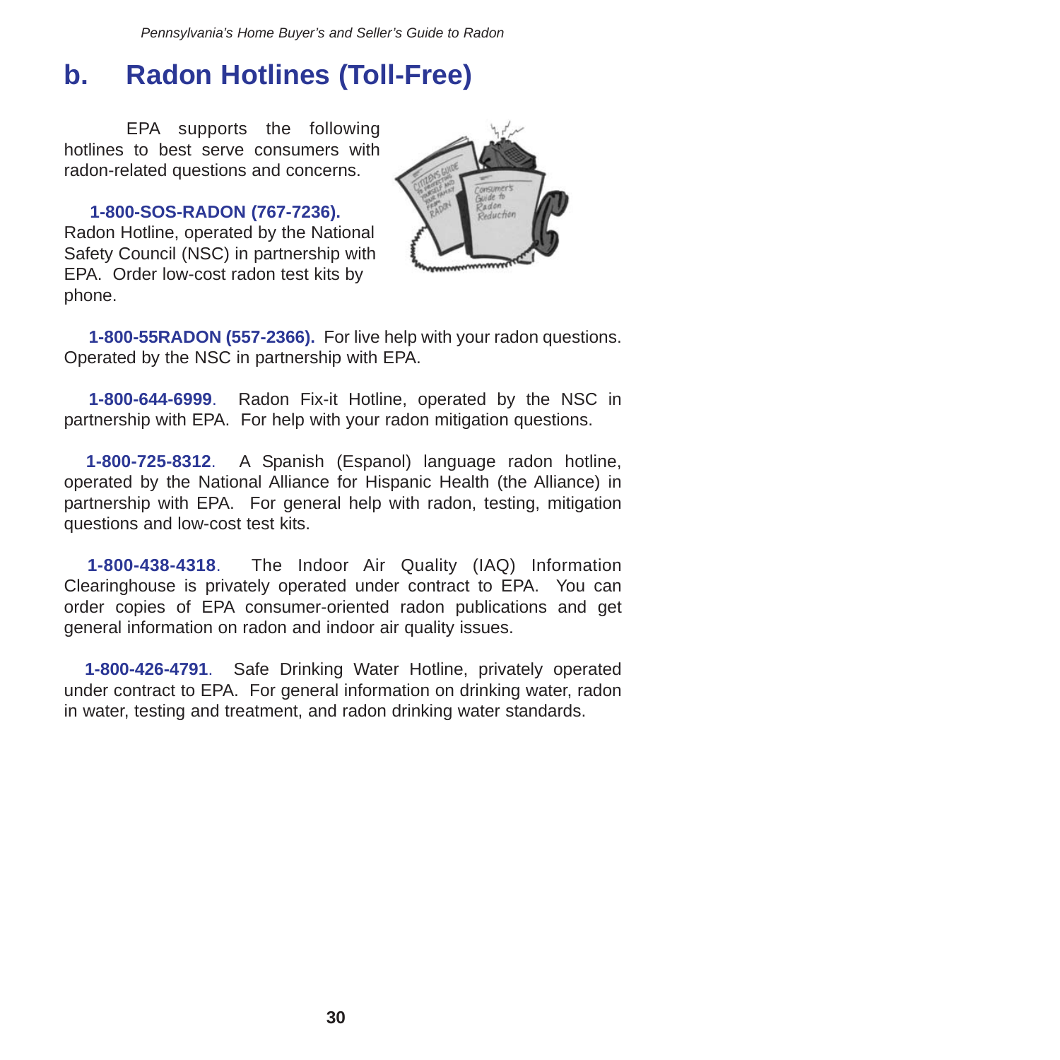## b. Radon Hotlines (Toll-Free)

EPA supports the following hotlines to best serve consumers with radon-related questions and concerns.

**1-800-SOS-RADON (767-7236).** Radon Hotline, operated by the National Safety Council (NSC) in partnership with EPA. Order low-cost radon test kits by phone.

**1-800-55RADON (557-2366).** For live help with your radon questions. Operated by the NSC in partnership with EPA.

**1-800-644-6999**. Radon Fix-it Hotline, operated by the NSC in partnership with EPA. For help with your radon mitigation questions.

**1-800-725-8312**. A Spanish (Espanol) language radon hotline, operated by the National Alliance for Hispanic Health (the Alliance) in partnership with EPA. For general help with radon, testing, mitigation questions and low-cost test kits.

**1-800-438-4318**. The Indoor Air Quality (IAQ) Information Clearinghouse is privately operated under contract to EPA. You can order copies of EPA consumer-oriented radon publications and get general information on radon and indoor air quality issues.

**1-800-426-4791**. Safe Drinking Water Hotline, privately operated under contract to EPA. For general information on drinking water, radon in water, testing and treatment, and radon drinking water standards.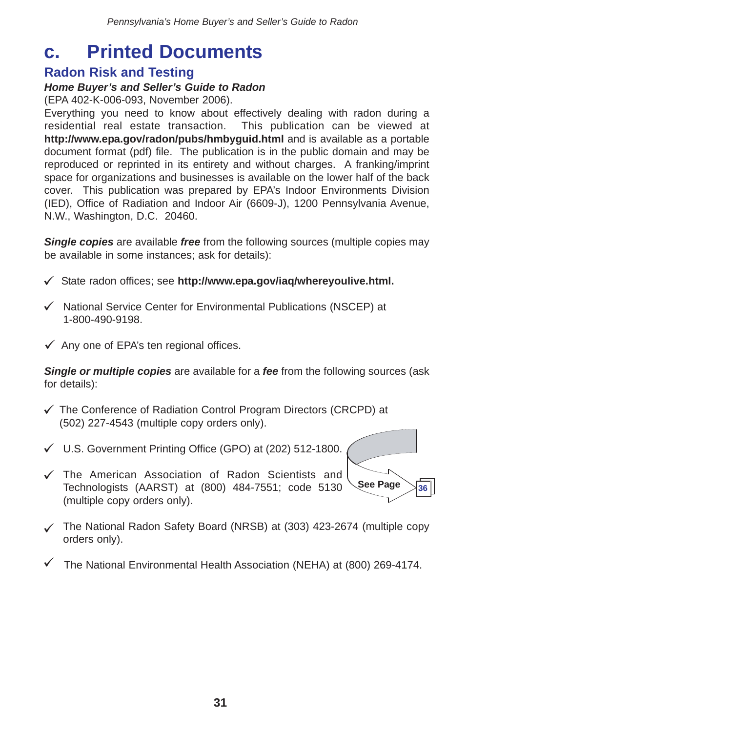# c. Printed Documents

## Radon Risk and Testing

***Home Buyer's and Seller's Guide to Radon***

(EPA 402-K-006-093, November 2006).

Everything you need to know about effectively dealing with radon during a residential real estate transaction. This publication can be viewed at **http://www.epa.gov/radon/pubs/hmbyguid.html** and is available as a portable document format (pdf) file. The publication is in the public domain and may be reproduced or reprinted in its entirety and without charges. A franking/imprint space for organizations and businesses is available on the lower half of the back cover. This publication was prepared by EPA's Indoor Environments Division (IED), Office of Radiation and Indoor Air (6609-J), 1200 Pennsylvania Avenue, N.W., Washington, D.C. 20460.

***Single copies*** are available ***free*** from the following sources (multiple copies may be available in some instances; ask for details):

- ✓ State radon offices; see **http://www.epa.gov/iaq/whereyoulive.html.**
- ✓ National Service Center for Environmental Publications (NSCEP) at 1-800-490-9198.
- ✓ Any one of EPA's ten regional offices.

***Single or multiple copies*** are available for a ***fee*** from the following sources (ask for details):

- ✓ The Conference of Radiation Control Program Directors (CRCPD) at (502) 227-4543 (multiple copy orders only).
- ✓ U.S. Government Printing Office (GPO) at (202) 512-1800.
- ✓ The American Association of Radon Scientists and Technologists (AARST) at (800) 484-7551; code 5130 (multiple copy orders only).
- ✓ The National Radon Safety Board (NRSB) at (303) 423-2674 (multiple copy orders only).
- ✓ The National Environmental Health Association (NEHA) at (800) 269-4174.

**See Page 36**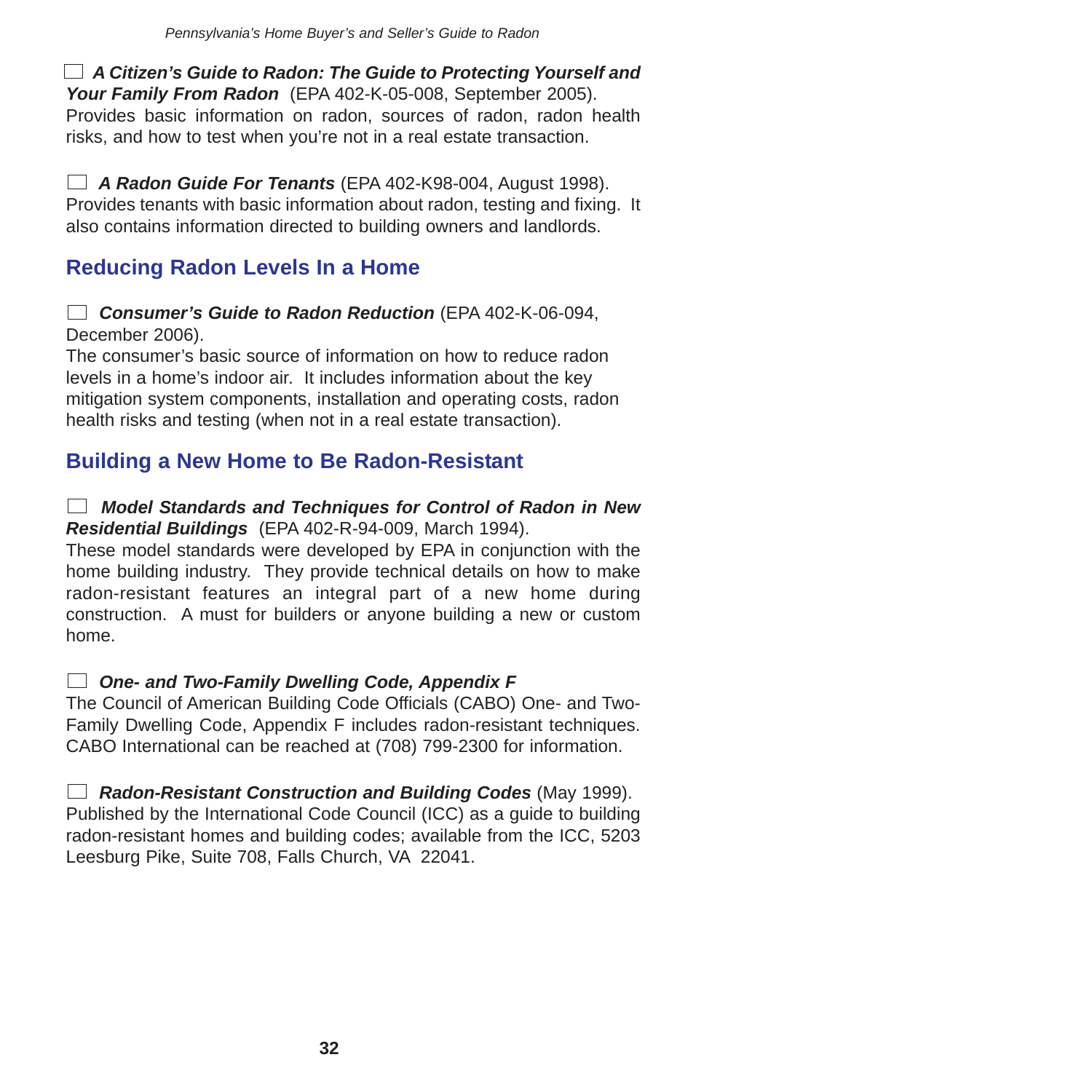☐ ***A Citizen's Guide to Radon: The Guide to Protecting Yourself and Your Family From Radon*** (EPA 402-K-05-008, September 2005).
Provides basic information on radon, sources of radon, radon health risks, and how to test when you're not in a real estate transaction.

☐ ***A Radon Guide For Tenants*** (EPA 402-K98-004, August 1998).
Provides tenants with basic information about radon, testing and fixing. It also contains information directed to building owners and landlords.

## Reducing Radon Levels In a Home

☐ ***Consumer's Guide to Radon Reduction*** (EPA 402-K-06-094, December 2006).
The consumer's basic source of information on how to reduce radon levels in a home's indoor air. It includes information about the key mitigation system components, installation and operating costs, radon health risks and testing (when not in a real estate transaction).

## Building a New Home to Be Radon-Resistant

☐ ***Model Standards and Techniques for Control of Radon in New Residential Buildings*** (EPA 402-R-94-009, March 1994).
These model standards were developed by EPA in conjunction with the home building industry. They provide technical details on how to make radon-resistant features an integral part of a new home during construction. A must for builders or anyone building a new or custom home.

☐ ***One- and Two-Family Dwelling Code, Appendix F***
The Council of American Building Code Officials (CABO) One- and Two-Family Dwelling Code, Appendix F includes radon-resistant techniques. CABO International can be reached at (708) 799-2300 for information.

☐ ***Radon-Resistant Construction and Building Codes*** (May 1999).
Published by the International Code Council (ICC) as a guide to building radon-resistant homes and building codes; available from the ICC, 5203 Leesburg Pike, Suite 708, Falls Church, VA 22041.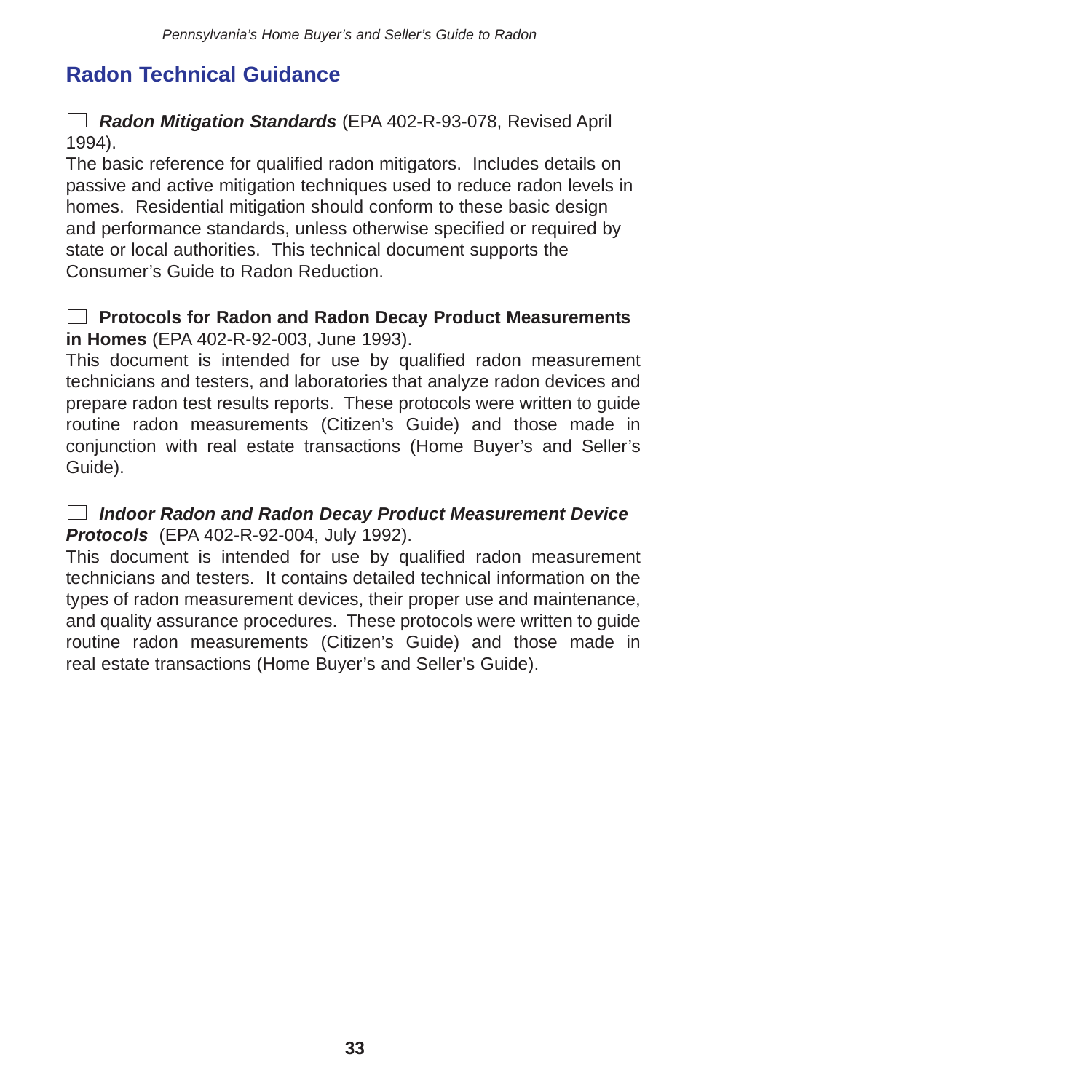## Radon Technical Guidance

☐ ***Radon Mitigation Standards*** (EPA 402-R-93-078, Revised April 1994).

The basic reference for qualified radon mitigators. Includes details on passive and active mitigation techniques used to reduce radon levels in homes. Residential mitigation should conform to these basic design and performance standards, unless otherwise specified or required by state or local authorities. This technical document supports the Consumer's Guide to Radon Reduction.

☐ **Protocols for Radon and Radon Decay Product Measurements in Homes** (EPA 402-R-92-003, June 1993).

This document is intended for use by qualified radon measurement technicians and testers, and laboratories that analyze radon devices and prepare radon test results reports. These protocols were written to guide routine radon measurements (Citizen's Guide) and those made in conjunction with real estate transactions (Home Buyer's and Seller's Guide).

☐ ***Indoor Radon and Radon Decay Product Measurement Device Protocols*** (EPA 402-R-92-004, July 1992).

This document is intended for use by qualified radon measurement technicians and testers. It contains detailed technical information on the types of radon measurement devices, their proper use and maintenance, and quality assurance procedures. These protocols were written to guide routine radon measurements (Citizen's Guide) and those made in real estate transactions (Home Buyer's and Seller's Guide).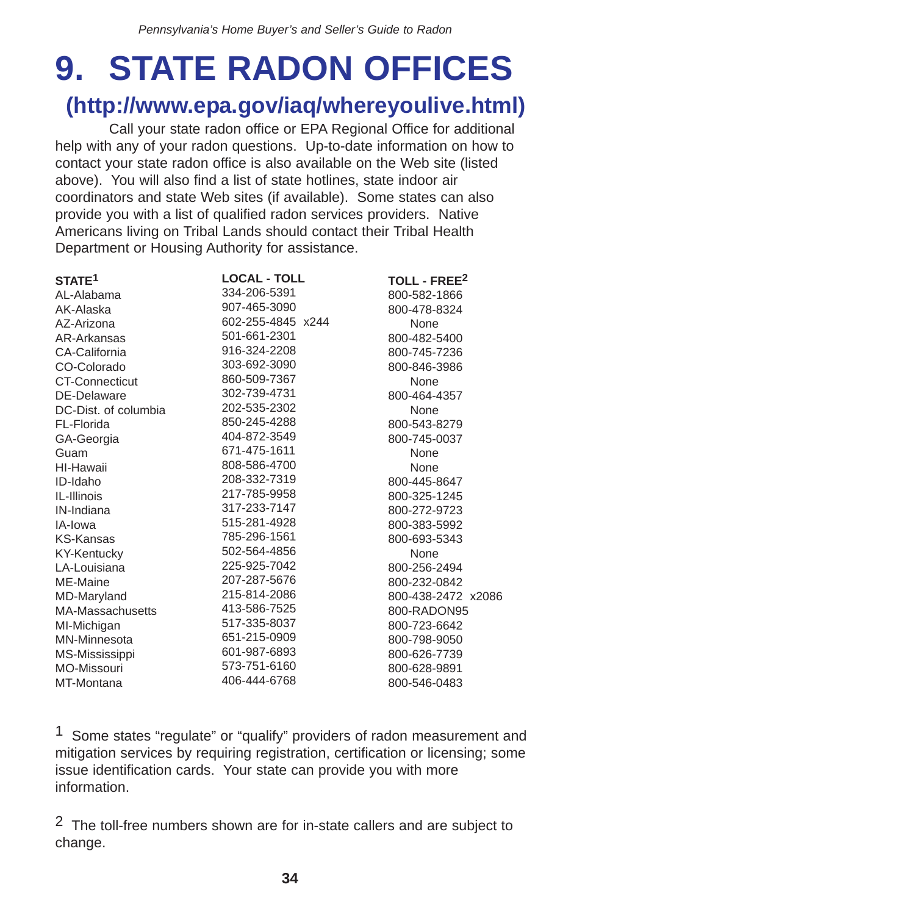# 9. STATE RADON OFFICES

## (http://www.epa.gov/iaq/whereyoulive.html)

Call your state radon office or EPA Regional Office for additional help with any of your radon questions. Up-to-date information on how to contact your state radon office is also available on the Web site (listed above). You will also find a list of state hotlines, state indoor air coordinators and state Web sites (if available). Some states can also provide you with a list of qualified radon services providers. Native Americans living on Tribal Lands should contact their Tribal Health Department or Housing Authority for assistance.

| STATE[1] | LOCAL - TOLL | TOLL - FREE[2] |
|---|---|---|
| AL-Alabama | 334-206-5391 | 800-582-1866 |
| AK-Alaska | 907-465-3090 | 800-478-8324 |
| AZ-Arizona | 602-255-4845 x244 | None |
| AR-Arkansas | 501-661-2301 | 800-482-5400 |
| CA-California | 916-324-2208 | 800-745-7236 |
| CO-Colorado | 303-692-3090 | 800-846-3986 |
| CT-Connecticut | 860-509-7367 | None |
| DE-Delaware | 302-739-4731 | 800-464-4357 |
| DC-Dist. of columbia | 202-535-2302 | None |
| FL-Florida | 850-245-4288 | 800-543-8279 |
| GA-Georgia | 404-872-3549 | 800-745-0037 |
| Guam | 671-475-1611 | None |
| HI-Hawaii | 808-586-4700 | None |
| ID-Idaho | 208-332-7319 | 800-445-8647 |
| IL-Illinois | 217-785-9958 | 800-325-1245 |
| IN-Indiana | 317-233-7147 | 800-272-9723 |
| IA-Iowa | 515-281-4928 | 800-383-5992 |
| KS-Kansas | 785-296-1561 | 800-693-5343 |
| KY-Kentucky | 502-564-4856 | None |
| LA-Louisiana | 225-925-7042 | 800-256-2494 |
| ME-Maine | 207-287-5676 | 800-232-0842 |
| MD-Maryland | 215-814-2086 | 800-438-2472 x2086 |
| MA-Massachusetts | 413-586-7525 | 800-RADON95 |
| MI-Michigan | 517-335-8037 | 800-723-6642 |
| MN-Minnesota | 651-215-0909 | 800-798-9050 |
| MS-Mississippi | 601-987-6893 | 800-626-7739 |
| MO-Missouri | 573-751-6160 | 800-628-9891 |
| MT-Montana | 406-444-6768 | 800-546-0483 |

[1] Some states "regulate" or "qualify" providers of radon measurement and mitigation services by requiring registration, certification or licensing; some issue identification cards. Your state can provide you with more information.

[2] The toll-free numbers shown are for in-state callers and are subject to change.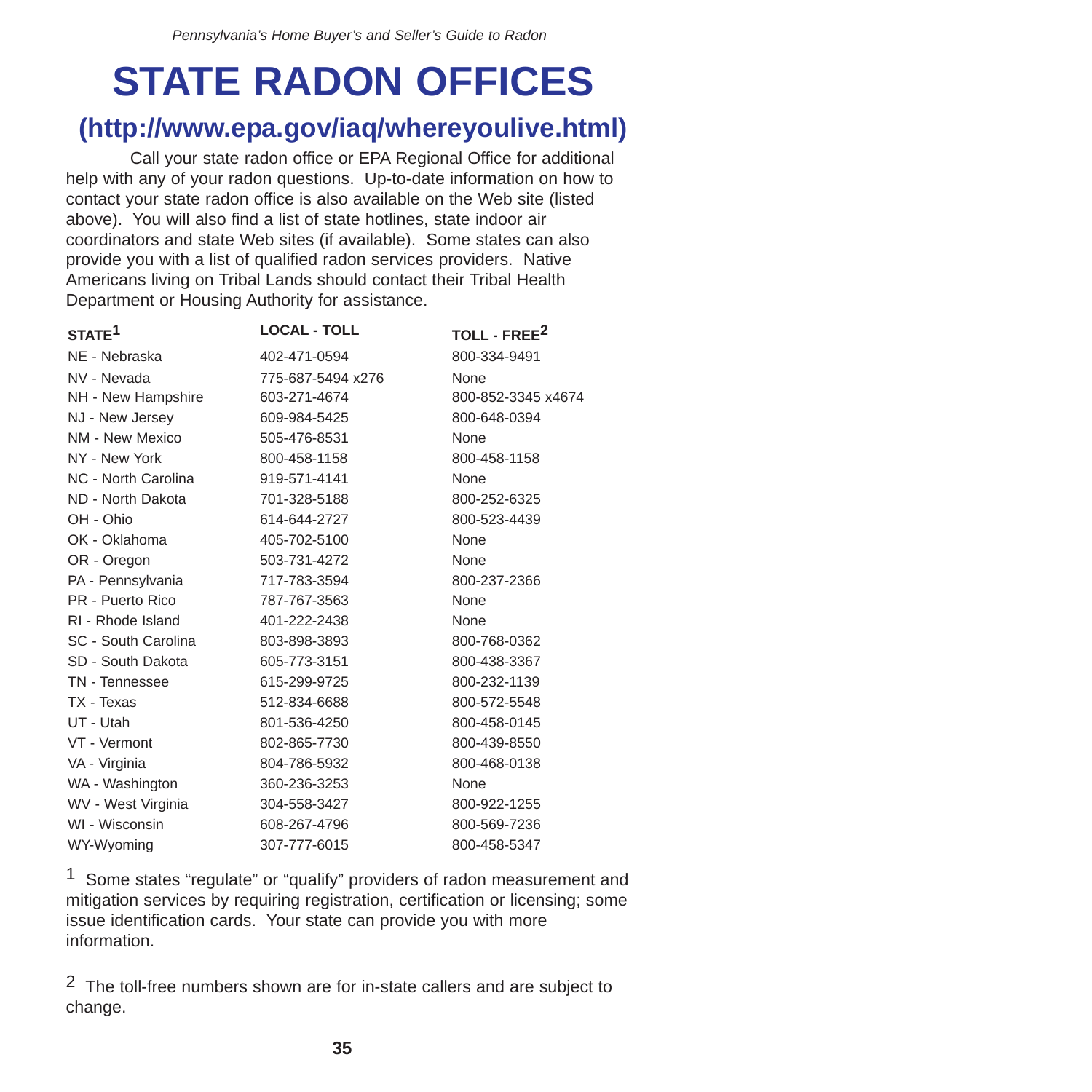# STATE RADON OFFICES

## (http://www.epa.gov/iaq/whereyoulive.html)

Call your state radon office or EPA Regional Office for additional help with any of your radon questions. Up-to-date information on how to contact your state radon office is also available on the Web site (listed above). You will also find a list of state hotlines, state indoor air coordinators and state Web sites (if available). Some states can also provide you with a list of qualified radon services providers. Native Americans living on Tribal Lands should contact their Tribal Health Department or Housing Authority for assistance.

| STATE[1] | LOCAL - TOLL | TOLL - FREE[2] |
|---|---|---|
| NE - Nebraska | 402-471-0594 | 800-334-9491 |
| NV - Nevada | 775-687-5494 x276 | None |
| NH - New Hampshire | 603-271-4674 | 800-852-3345 x4674 |
| NJ - New Jersey | 609-984-5425 | 800-648-0394 |
| NM - New Mexico | 505-476-8531 | None |
| NY - New York | 800-458-1158 | 800-458-1158 |
| NC - North Carolina | 919-571-4141 | None |
| ND - North Dakota | 701-328-5188 | 800-252-6325 |
| OH - Ohio | 614-644-2727 | 800-523-4439 |
| OK - Oklahoma | 405-702-5100 | None |
| OR - Oregon | 503-731-4272 | None |
| PA - Pennsylvania | 717-783-3594 | 800-237-2366 |
| PR - Puerto Rico | 787-767-3563 | None |
| RI - Rhode Island | 401-222-2438 | None |
| SC - South Carolina | 803-898-3893 | 800-768-0362 |
| SD - South Dakota | 605-773-3151 | 800-438-3367 |
| TN - Tennessee | 615-299-9725 | 800-232-1139 |
| TX - Texas | 512-834-6688 | 800-572-5548 |
| UT - Utah | 801-536-4250 | 800-458-0145 |
| VT - Vermont | 802-865-7730 | 800-439-8550 |
| VA - Virginia | 804-786-5932 | 800-468-0138 |
| WA - Washington | 360-236-3253 | None |
| WV - West Virginia | 304-558-3427 | 800-922-1255 |
| WI - Wisconsin | 608-267-4796 | 800-569-7236 |
| WY-Wyoming | 307-777-6015 | 800-458-5347 |

[1] Some states "regulate" or "qualify" providers of radon measurement and mitigation services by requiring registration, certification or licensing; some issue identification cards. Your state can provide you with more information.

[2] The toll-free numbers shown are for in-state callers and are subject to change.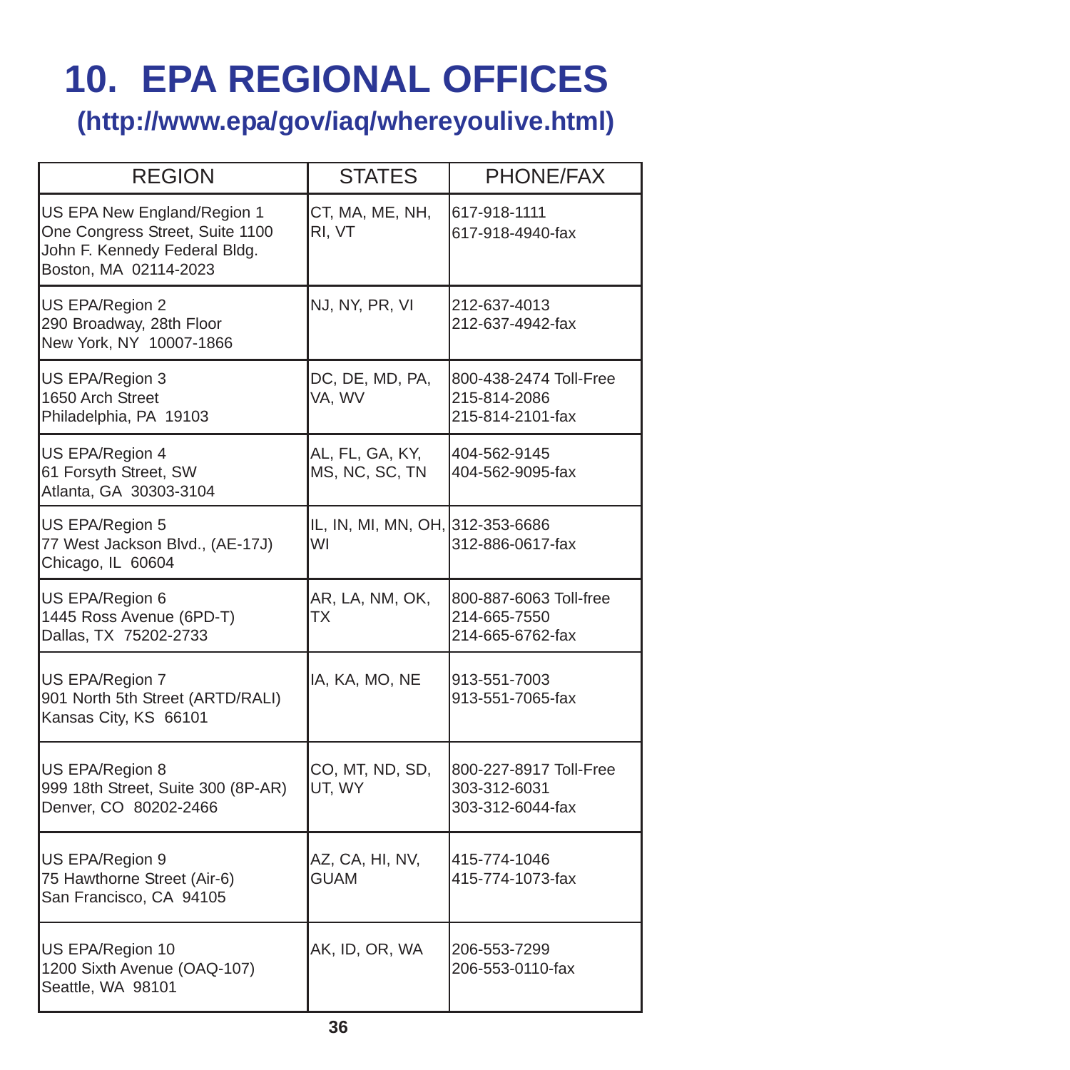# 10. EPA REGIONAL OFFICES

**(http://www.epa/gov/iaq/whereyoulive.html)**

| REGION | STATES | PHONE/FAX |
|---|---|---|
| US EPA New England/Region 1<br>One Congress Street, Suite 1100<br>John F. Kennedy Federal Bldg.<br>Boston, MA 02114-2023 | CT, MA, ME, NH, RI, VT | 617-918-1111<br>617-918-4940-fax |
| US EPA/Region 2<br>290 Broadway, 28th Floor<br>New York, NY 10007-1866 | NJ, NY, PR, VI | 212-637-4013<br>212-637-4942-fax |
| US EPA/Region 3<br>1650 Arch Street<br>Philadelphia, PA 19103 | DC, DE, MD, PA, VA, WV | 800-438-2474 Toll-Free<br>215-814-2086<br>215-814-2101-fax |
| US EPA/Region 4<br>61 Forsyth Street, SW<br>Atlanta, GA 30303-3104 | AL, FL, GA, KY, MS, NC, SC, TN | 404-562-9145<br>404-562-9095-fax |
| US EPA/Region 5<br>77 West Jackson Blvd., (AE-17J)<br>Chicago, IL 60604 | IL, IN, MI, MN, OH, WI | 312-353-6686<br>312-886-0617-fax |
| US EPA/Region 6<br>1445 Ross Avenue (6PD-T)<br>Dallas, TX 75202-2733 | AR, LA, NM, OK, TX | 800-887-6063 Toll-free<br>214-665-7550<br>214-665-6762-fax |
| US EPA/Region 7<br>901 North 5th Street (ARTD/RALI)<br>Kansas City, KS 66101 | IA, KA, MO, NE | 913-551-7003<br>913-551-7065-fax |
| US EPA/Region 8<br>999 18th Street, Suite 300 (8P-AR)<br>Denver, CO 80202-2466 | CO, MT, ND, SD, UT, WY | 800-227-8917 Toll-Free<br>303-312-6031<br>303-312-6044-fax |
| US EPA/Region 9<br>75 Hawthorne Street (Air-6)<br>San Francisco, CA 94105 | AZ, CA, HI, NV, GUAM | 415-774-1046<br>415-774-1073-fax |
| US EPA/Region 10<br>1200 Sixth Avenue (OAQ-107)<br>Seattle, WA 98101 | AK, ID, OR, WA | 206-553-7299<br>206-553-0110-fax |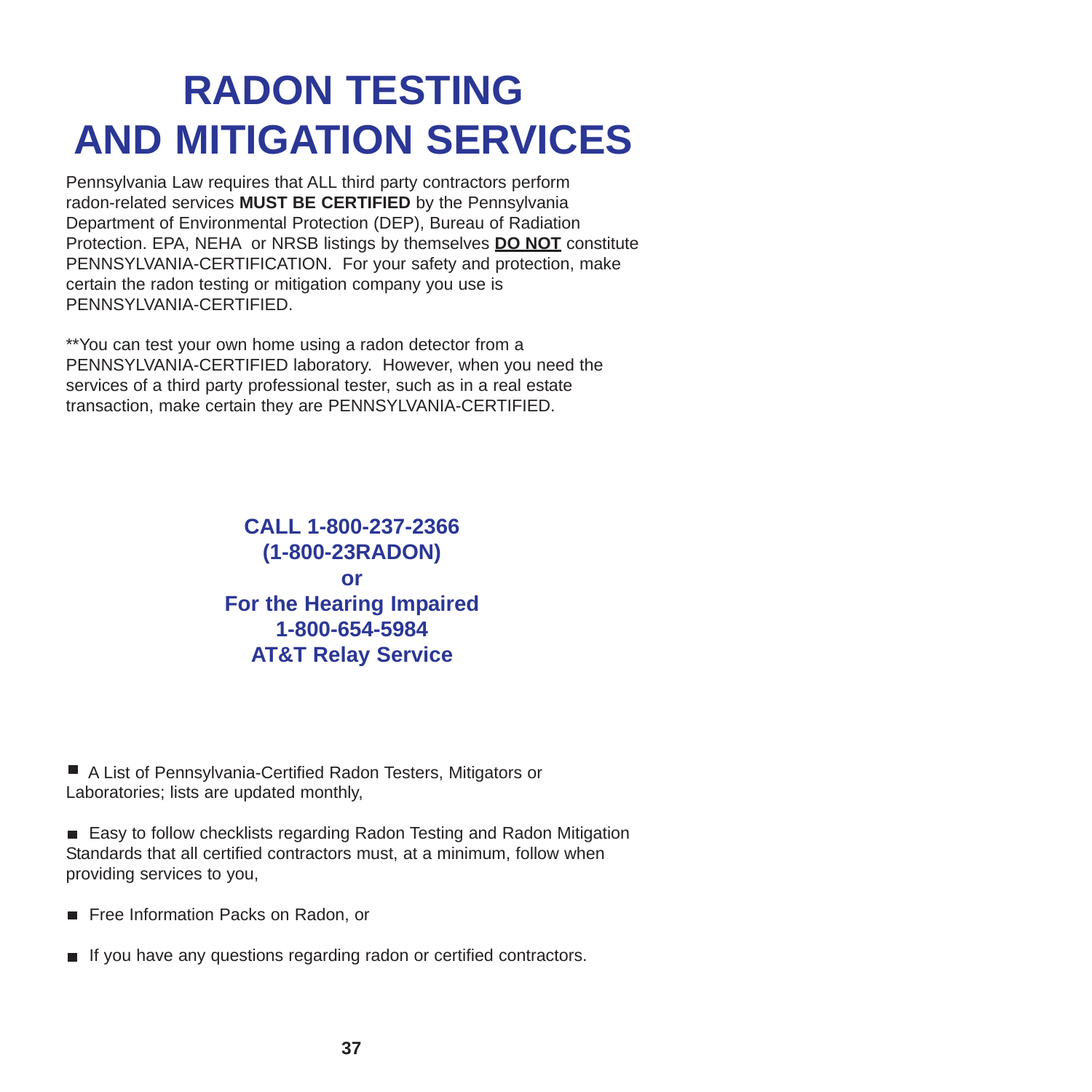# RADON TESTING AND MITIGATION SERVICES

Pennsylvania Law requires that ALL third party contractors perform radon-related services **MUST BE CERTIFIED** by the Pennsylvania Department of Environmental Protection (DEP), Bureau of Radiation Protection. EPA, NEHA or NRSB listings by themselves **<u>DO NOT</u>** constitute PENNSYLVANIA-CERTIFICATION. For your safety and protection, make certain the radon testing or mitigation company you use is PENNSYLVANIA-CERTIFIED.

**You can test your own home using a radon detector from a PENNSYLVANIA-CERTIFIED laboratory. However, when you need the services of a third party professional tester, such as in a real estate transaction, make certain they are PENNSYLVANIA-CERTIFIED.

**CALL 1-800-237-2366**
**(1-800-23RADON)**
**or**
**For the Hearing Impaired**
**1-800-654-5984**
**AT&T Relay Service**

- A List of Pennsylvania-Certified Radon Testers, Mitigators or Laboratories; lists are updated monthly,
- Easy to follow checklists regarding Radon Testing and Radon Mitigation Standards that all certified contractors must, at a minimum, follow when providing services to you,
- Free Information Packs on Radon, or
- If you have any questions regarding radon or certified contractors.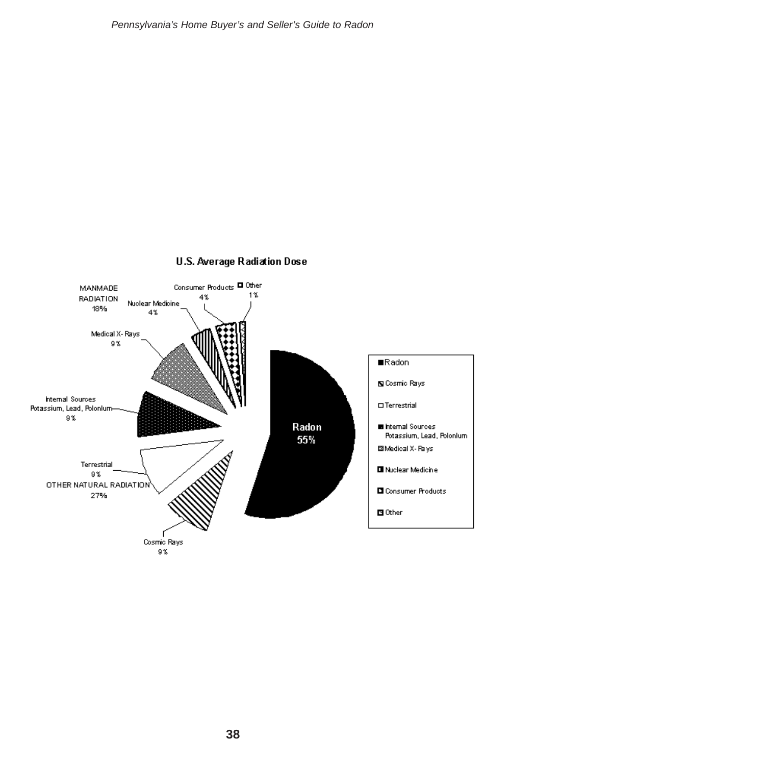**U.S. Average Radiation Dose**

MANMADE RADIATION 18%

- Medical X-Rays 9%
- Nuclear Medicine 4%
- Consumer Products 4%
- Other 1%

OTHER NATURAL RADIATION 27%

- Internal Sources Potassium, Lead, Polonium 9%
- Terrestrial 9%
- Cosmic Rays 9%

Radon 55%

Legend:

- Radon
- Cosmic Rays
- Terrestrial
- Internal Sources Potassium, Lead, Polonium
- Medical X-Rays
- Nuclear Medicine
- Consumer Products
- Other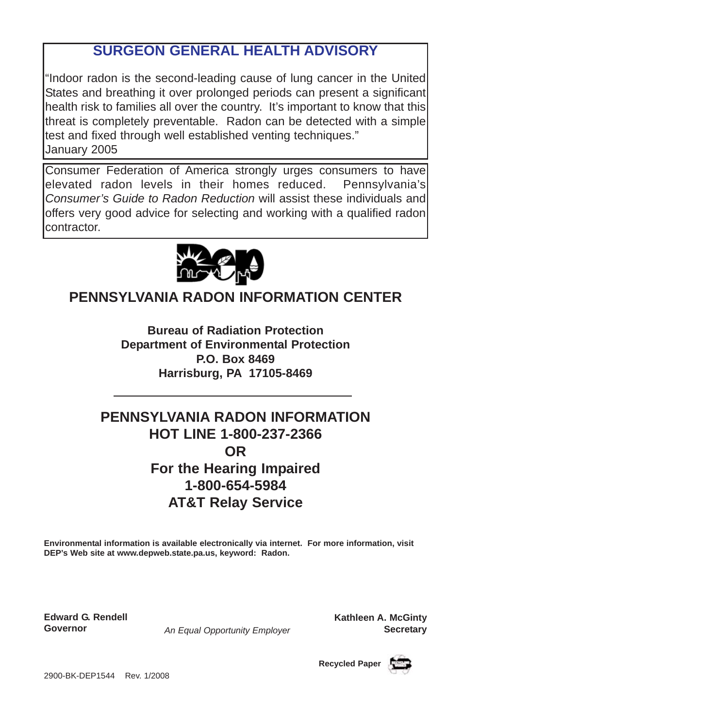## SURGEON GENERAL HEALTH ADVISORY

"Indoor radon is the second-leading cause of lung cancer in the United States and breathing it over prolonged periods can present a significant health risk to families all over the country. It's important to know that this threat is completely preventable. Radon can be detected with a simple test and fixed through well established venting techniques."
January 2005

Consumer Federation of America strongly urges consumers to have elevated radon levels in their homes reduced. Pennsylvania's *Consumer's Guide to Radon Reduction* will assist these individuals and offers very good advice for selecting and working with a qualified radon contractor.

## PENNSYLVANIA RADON INFORMATION CENTER

**Bureau of Radiation Protection**
**Department of Environmental Protection**
**P.O. Box 8469**
**Harrisburg, PA 17105-8469**

---

**PENNSYLVANIA RADON INFORMATION**
**HOT LINE 1-800-237-2366**
**OR**
**For the Hearing Impaired**
**1-800-654-5984**
**AT&T Relay Service**

**Environmental information is available electronically via internet. For more information, visit DEP's Web site at www.depweb.state.pa.us, keyword: Radon.**

**Edward G. Rendell**
**Governor**

*An Equal Opportunity Employer*

**Kathleen A. McGinty**
**Secretary**

**Recycled Paper**

2900-BK-DEP1544 Rev. 1/2008